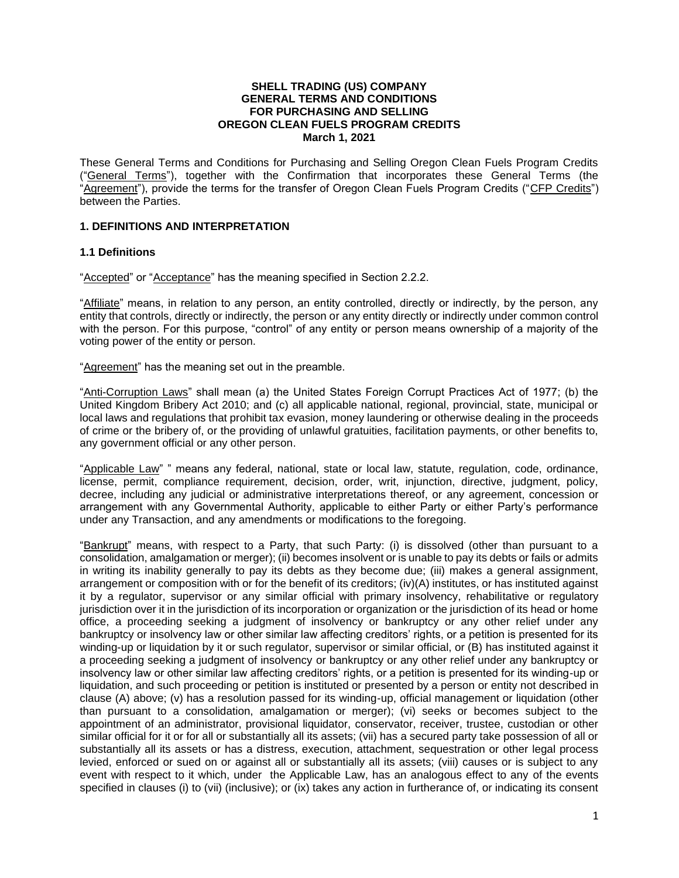**SHELL TRADING (US) COMPANY**
**GENERAL TERMS AND CONDITIONS**
**FOR PURCHASING AND SELLING**
**OREGON CLEAN FUELS PROGRAM CREDITS**
**March 1, 2021**

These General Terms and Conditions for Purchasing and Selling Oregon Clean Fuels Program Credits ("General Terms"), together with the Confirmation that incorporates these General Terms (the "Agreement"), provide the terms for the transfer of Oregon Clean Fuels Program Credits ("CFP Credits") between the Parties.

## 1. DEFINITIONS AND INTERPRETATION

### 1.1 Definitions

"Accepted" or "Acceptance" has the meaning specified in Section 2.2.2.

"Affiliate" means, in relation to any person, an entity controlled, directly or indirectly, by the person, any entity that controls, directly or indirectly, the person or any entity directly or indirectly under common control with the person. For this purpose, "control" of any entity or person means ownership of a majority of the voting power of the entity or person.

"Agreement" has the meaning set out in the preamble.

"Anti-Corruption Laws" shall mean (a) the United States Foreign Corrupt Practices Act of 1977; (b) the United Kingdom Bribery Act 2010; and (c) all applicable national, regional, provincial, state, municipal or local laws and regulations that prohibit tax evasion, money laundering or otherwise dealing in the proceeds of crime or the bribery of, or the providing of unlawful gratuities, facilitation payments, or other benefits to, any government official or any other person.

"Applicable Law" " means any federal, national, state or local law, statute, regulation, code, ordinance, license, permit, compliance requirement, decision, order, writ, injunction, directive, judgment, policy, decree, including any judicial or administrative interpretations thereof, or any agreement, concession or arrangement with any Governmental Authority, applicable to either Party or either Party's performance under any Transaction, and any amendments or modifications to the foregoing.

"Bankrupt" means, with respect to a Party, that such Party: (i) is dissolved (other than pursuant to a consolidation, amalgamation or merger); (ii) becomes insolvent or is unable to pay its debts or fails or admits in writing its inability generally to pay its debts as they become due; (iii) makes a general assignment, arrangement or composition with or for the benefit of its creditors; (iv)(A) institutes, or has instituted against it by a regulator, supervisor or any similar official with primary insolvency, rehabilitative or regulatory jurisdiction over it in the jurisdiction of its incorporation or organization or the jurisdiction of its head or home office, a proceeding seeking a judgment of insolvency or bankruptcy or any other relief under any bankruptcy or insolvency law or other similar law affecting creditors' rights, or a petition is presented for its winding-up or liquidation by it or such regulator, supervisor or similar official, or (B) has instituted against it a proceeding seeking a judgment of insolvency or bankruptcy or any other relief under any bankruptcy or insolvency law or other similar law affecting creditors' rights, or a petition is presented for its winding-up or liquidation, and such proceeding or petition is instituted or presented by a person or entity not described in clause (A) above; (v) has a resolution passed for its winding-up, official management or liquidation (other than pursuant to a consolidation, amalgamation or merger); (vi) seeks or becomes subject to the appointment of an administrator, provisional liquidator, conservator, receiver, trustee, custodian or other similar official for it or for all or substantially all its assets; (vii) has a secured party take possession of all or substantially all its assets or has a distress, execution, attachment, sequestration or other legal process levied, enforced or sued on or against all or substantially all its assets; (viii) causes or is subject to any event with respect to it which, under the Applicable Law, has an analogous effect to any of the events specified in clauses (i) to (vii) (inclusive); or (ix) takes any action in furtherance of, or indicating its consent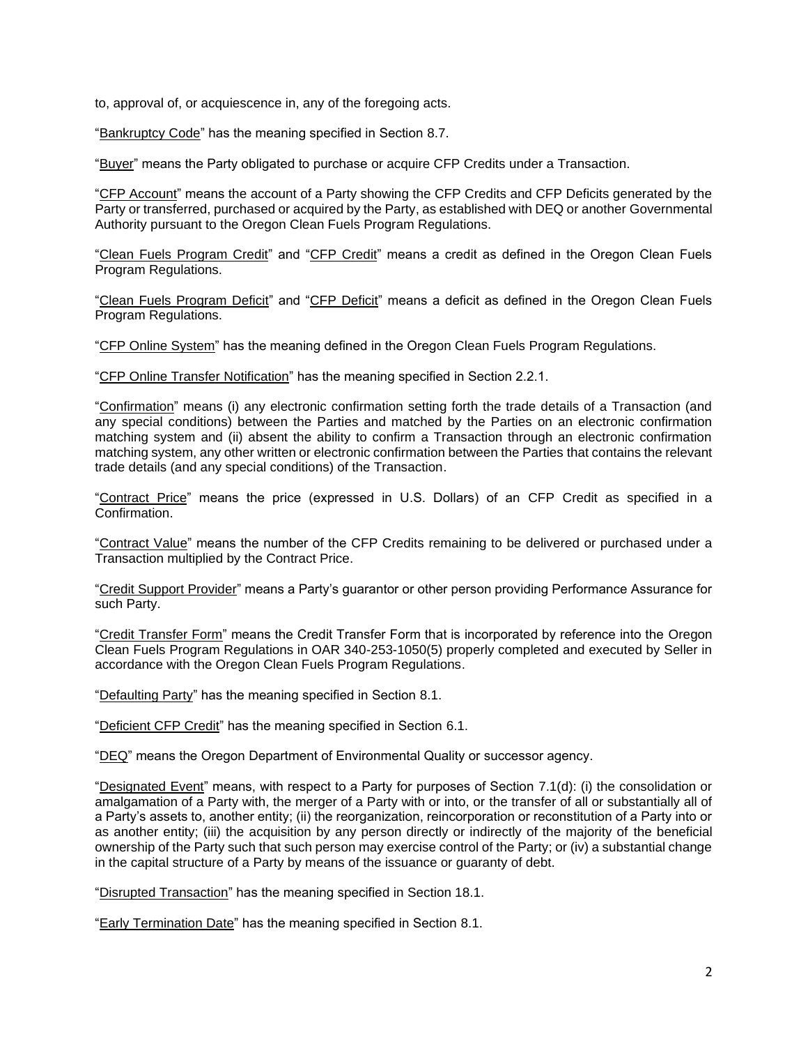to, approval of, or acquiescence in, any of the foregoing acts.

"Bankruptcy Code" has the meaning specified in Section 8.7.

"Buyer" means the Party obligated to purchase or acquire CFP Credits under a Transaction.

"CFP Account" means the account of a Party showing the CFP Credits and CFP Deficits generated by the Party or transferred, purchased or acquired by the Party, as established with DEQ or another Governmental Authority pursuant to the Oregon Clean Fuels Program Regulations.

"Clean Fuels Program Credit" and "CFP Credit" means a credit as defined in the Oregon Clean Fuels Program Regulations.

"Clean Fuels Program Deficit" and "CFP Deficit" means a deficit as defined in the Oregon Clean Fuels Program Regulations.

"CFP Online System" has the meaning defined in the Oregon Clean Fuels Program Regulations.

"CFP Online Transfer Notification" has the meaning specified in Section 2.2.1.

"Confirmation" means (i) any electronic confirmation setting forth the trade details of a Transaction (and any special conditions) between the Parties and matched by the Parties on an electronic confirmation matching system and (ii) absent the ability to confirm a Transaction through an electronic confirmation matching system, any other written or electronic confirmation between the Parties that contains the relevant trade details (and any special conditions) of the Transaction.

"Contract Price" means the price (expressed in U.S. Dollars) of an CFP Credit as specified in a Confirmation.

"Contract Value" means the number of the CFP Credits remaining to be delivered or purchased under a Transaction multiplied by the Contract Price.

"Credit Support Provider" means a Party's guarantor or other person providing Performance Assurance for such Party.

"Credit Transfer Form" means the Credit Transfer Form that is incorporated by reference into the Oregon Clean Fuels Program Regulations in OAR 340-253-1050(5) properly completed and executed by Seller in accordance with the Oregon Clean Fuels Program Regulations.

"Defaulting Party" has the meaning specified in Section 8.1.

"Deficient CFP Credit" has the meaning specified in Section 6.1.

"DEQ" means the Oregon Department of Environmental Quality or successor agency.

"Designated Event" means, with respect to a Party for purposes of Section 7.1(d): (i) the consolidation or amalgamation of a Party with, the merger of a Party with or into, or the transfer of all or substantially all of a Party's assets to, another entity; (ii) the reorganization, reincorporation or reconstitution of a Party into or as another entity; (iii) the acquisition by any person directly or indirectly of the majority of the beneficial ownership of the Party such that such person may exercise control of the Party; or (iv) a substantial change in the capital structure of a Party by means of the issuance or guaranty of debt.

"Disrupted Transaction" has the meaning specified in Section 18.1.

"Early Termination Date" has the meaning specified in Section 8.1.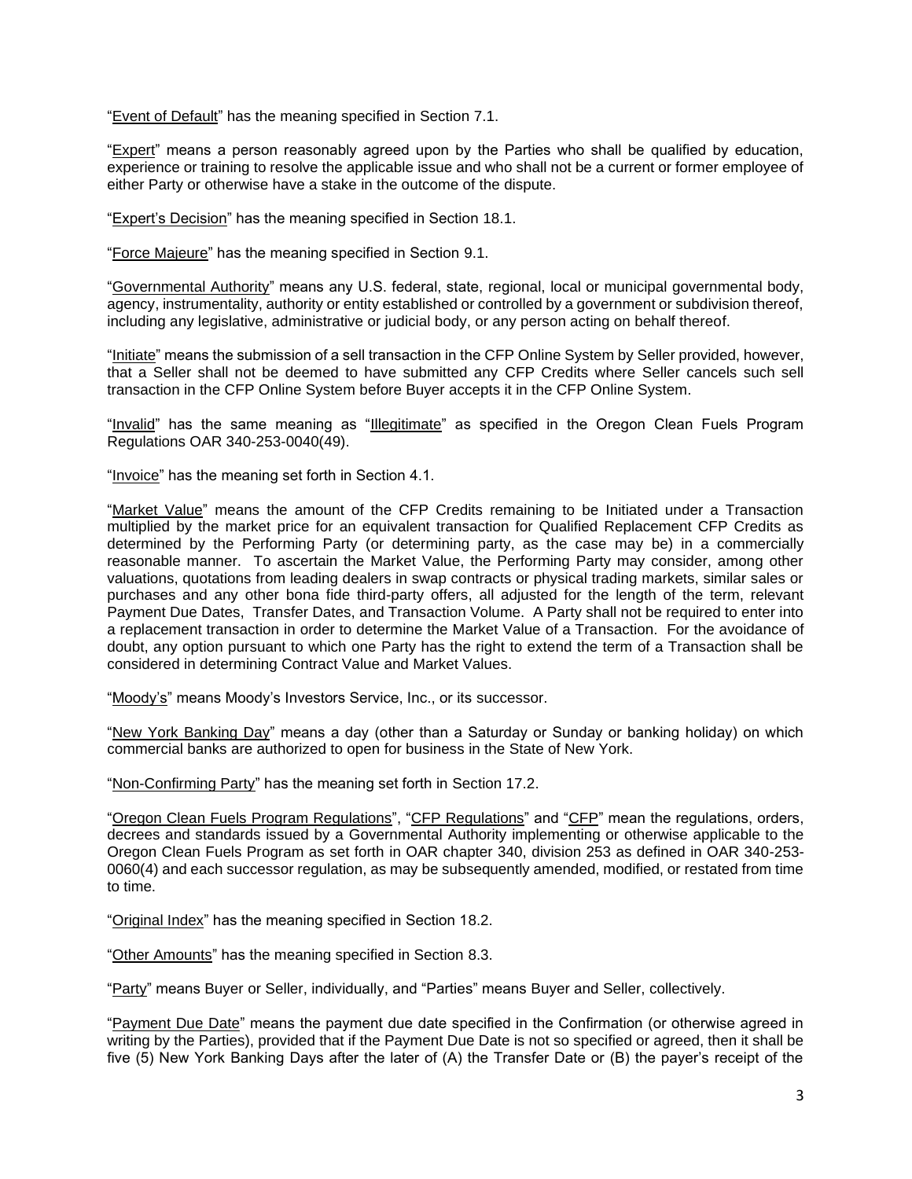"Event of Default" has the meaning specified in Section 7.1.

"Expert" means a person reasonably agreed upon by the Parties who shall be qualified by education, experience or training to resolve the applicable issue and who shall not be a current or former employee of either Party or otherwise have a stake in the outcome of the dispute.

"Expert's Decision" has the meaning specified in Section 18.1.

"Force Majeure" has the meaning specified in Section 9.1.

"Governmental Authority" means any U.S. federal, state, regional, local or municipal governmental body, agency, instrumentality, authority or entity established or controlled by a government or subdivision thereof, including any legislative, administrative or judicial body, or any person acting on behalf thereof.

"Initiate" means the submission of a sell transaction in the CFP Online System by Seller provided, however, that a Seller shall not be deemed to have submitted any CFP Credits where Seller cancels such sell transaction in the CFP Online System before Buyer accepts it in the CFP Online System.

"Invalid" has the same meaning as "Illegitimate" as specified in the Oregon Clean Fuels Program Regulations OAR 340-253-0040(49).

"Invoice" has the meaning set forth in Section 4.1.

"Market Value" means the amount of the CFP Credits remaining to be Initiated under a Transaction multiplied by the market price for an equivalent transaction for Qualified Replacement CFP Credits as determined by the Performing Party (or determining party, as the case may be) in a commercially reasonable manner. To ascertain the Market Value, the Performing Party may consider, among other valuations, quotations from leading dealers in swap contracts or physical trading markets, similar sales or purchases and any other bona fide third-party offers, all adjusted for the length of the term, relevant Payment Due Dates, Transfer Dates, and Transaction Volume. A Party shall not be required to enter into a replacement transaction in order to determine the Market Value of a Transaction. For the avoidance of doubt, any option pursuant to which one Party has the right to extend the term of a Transaction shall be considered in determining Contract Value and Market Values.

"Moody's" means Moody's Investors Service, Inc., or its successor.

"New York Banking Day" means a day (other than a Saturday or Sunday or banking holiday) on which commercial banks are authorized to open for business in the State of New York.

"Non-Confirming Party" has the meaning set forth in Section 17.2.

"Oregon Clean Fuels Program Regulations", "CFP Regulations" and "CFP" mean the regulations, orders, decrees and standards issued by a Governmental Authority implementing or otherwise applicable to the Oregon Clean Fuels Program as set forth in OAR chapter 340, division 253 as defined in OAR 340-253-0060(4) and each successor regulation, as may be subsequently amended, modified, or restated from time to time.

"Original Index" has the meaning specified in Section 18.2.

"Other Amounts" has the meaning specified in Section 8.3.

"Party" means Buyer or Seller, individually, and "Parties" means Buyer and Seller, collectively.

"Payment Due Date" means the payment due date specified in the Confirmation (or otherwise agreed in writing by the Parties), provided that if the Payment Due Date is not so specified or agreed, then it shall be five (5) New York Banking Days after the later of (A) the Transfer Date or (B) the payer's receipt of the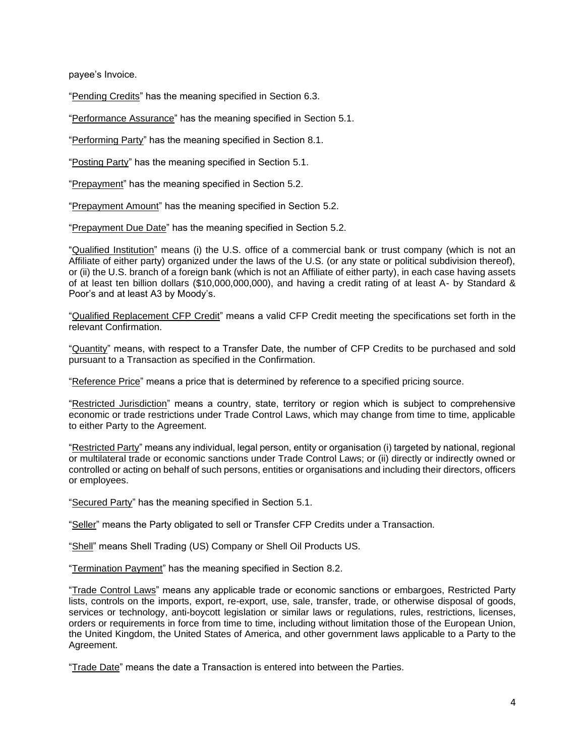payee's Invoice.

"Pending Credits" has the meaning specified in Section 6.3.

"Performance Assurance" has the meaning specified in Section 5.1.

"Performing Party" has the meaning specified in Section 8.1.

"Posting Party" has the meaning specified in Section 5.1.

"Prepayment" has the meaning specified in Section 5.2.

"Prepayment Amount" has the meaning specified in Section 5.2.

"Prepayment Due Date" has the meaning specified in Section 5.2.

"Qualified Institution" means (i) the U.S. office of a commercial bank or trust company (which is not an Affiliate of either party) organized under the laws of the U.S. (or any state or political subdivision thereof), or (ii) the U.S. branch of a foreign bank (which is not an Affiliate of either party), in each case having assets of at least ten billion dollars ($10,000,000,000), and having a credit rating of at least A- by Standard & Poor's and at least A3 by Moody's.

"Qualified Replacement CFP Credit" means a valid CFP Credit meeting the specifications set forth in the relevant Confirmation.

"Quantity" means, with respect to a Transfer Date, the number of CFP Credits to be purchased and sold pursuant to a Transaction as specified in the Confirmation.

"Reference Price" means a price that is determined by reference to a specified pricing source.

"Restricted Jurisdiction" means a country, state, territory or region which is subject to comprehensive economic or trade restrictions under Trade Control Laws, which may change from time to time, applicable to either Party to the Agreement.

"Restricted Party" means any individual, legal person, entity or organisation (i) targeted by national, regional or multilateral trade or economic sanctions under Trade Control Laws; or (ii) directly or indirectly owned or controlled or acting on behalf of such persons, entities or organisations and including their directors, officers or employees.

"Secured Party" has the meaning specified in Section 5.1.

"Seller" means the Party obligated to sell or Transfer CFP Credits under a Transaction.

"Shell" means Shell Trading (US) Company or Shell Oil Products US.

"Termination Payment" has the meaning specified in Section 8.2.

"Trade Control Laws" means any applicable trade or economic sanctions or embargoes, Restricted Party lists, controls on the imports, export, re-export, use, sale, transfer, trade, or otherwise disposal of goods, services or technology, anti-boycott legislation or similar laws or regulations, rules, restrictions, licenses, orders or requirements in force from time to time, including without limitation those of the European Union, the United Kingdom, the United States of America, and other government laws applicable to a Party to the Agreement.

"Trade Date" means the date a Transaction is entered into between the Parties.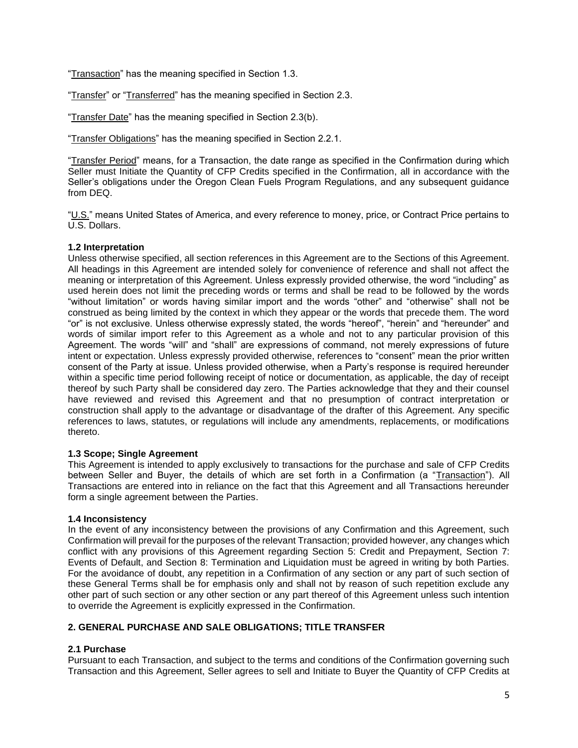"Transaction" has the meaning specified in Section 1.3.

"Transfer" or "Transferred" has the meaning specified in Section 2.3.

"Transfer Date" has the meaning specified in Section 2.3(b).

"Transfer Obligations" has the meaning specified in Section 2.2.1.

"Transfer Period" means, for a Transaction, the date range as specified in the Confirmation during which Seller must Initiate the Quantity of CFP Credits specified in the Confirmation, all in accordance with the Seller's obligations under the Oregon Clean Fuels Program Regulations, and any subsequent guidance from DEQ.

"U.S." means United States of America, and every reference to money, price, or Contract Price pertains to U.S. Dollars.

**1.2 Interpretation**

Unless otherwise specified, all section references in this Agreement are to the Sections of this Agreement. All headings in this Agreement are intended solely for convenience of reference and shall not affect the meaning or interpretation of this Agreement. Unless expressly provided otherwise, the word "including" as used herein does not limit the preceding words or terms and shall be read to be followed by the words "without limitation" or words having similar import and the words "other" and "otherwise" shall not be construed as being limited by the context in which they appear or the words that precede them. The word "or" is not exclusive. Unless otherwise expressly stated, the words "hereof", "herein" and "hereunder" and words of similar import refer to this Agreement as a whole and not to any particular provision of this Agreement. The words "will" and "shall" are expressions of command, not merely expressions of future intent or expectation. Unless expressly provided otherwise, references to "consent" mean the prior written consent of the Party at issue. Unless provided otherwise, when a Party's response is required hereunder within a specific time period following receipt of notice or documentation, as applicable, the day of receipt thereof by such Party shall be considered day zero. The Parties acknowledge that they and their counsel have reviewed and revised this Agreement and that no presumption of contract interpretation or construction shall apply to the advantage or disadvantage of the drafter of this Agreement. Any specific references to laws, statutes, or regulations will include any amendments, replacements, or modifications thereto.

**1.3 Scope; Single Agreement**

This Agreement is intended to apply exclusively to transactions for the purchase and sale of CFP Credits between Seller and Buyer, the details of which are set forth in a Confirmation (a "Transaction"). All Transactions are entered into in reliance on the fact that this Agreement and all Transactions hereunder form a single agreement between the Parties.

**1.4 Inconsistency**

In the event of any inconsistency between the provisions of any Confirmation and this Agreement, such Confirmation will prevail for the purposes of the relevant Transaction; provided however, any changes which conflict with any provisions of this Agreement regarding Section 5: Credit and Prepayment, Section 7: Events of Default, and Section 8: Termination and Liquidation must be agreed in writing by both Parties. For the avoidance of doubt, any repetition in a Confirmation of any section or any part of such section of these General Terms shall be for emphasis only and shall not by reason of such repetition exclude any other part of such section or any other section or any part thereof of this Agreement unless such intention to override the Agreement is explicitly expressed in the Confirmation.

## 2. GENERAL PURCHASE AND SALE OBLIGATIONS; TITLE TRANSFER

**2.1 Purchase**

Pursuant to each Transaction, and subject to the terms and conditions of the Confirmation governing such Transaction and this Agreement, Seller agrees to sell and Initiate to Buyer the Quantity of CFP Credits at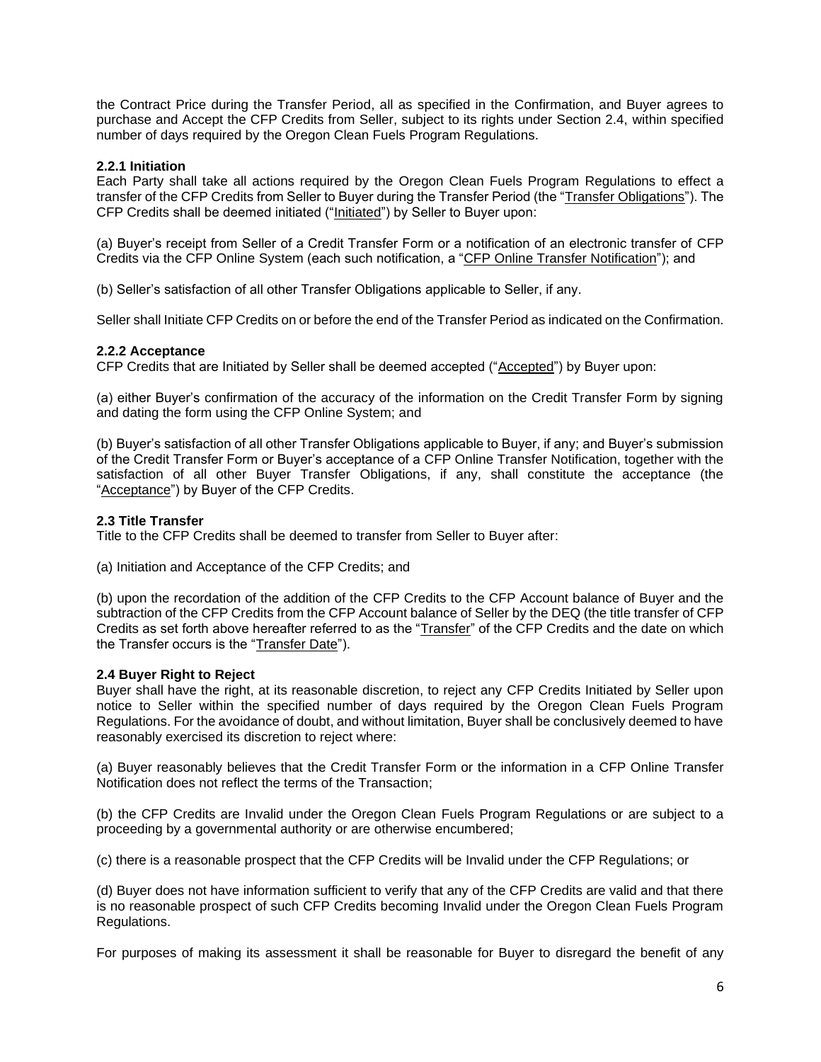the Contract Price during the Transfer Period, all as specified in the Confirmation, and Buyer agrees to purchase and Accept the CFP Credits from Seller, subject to its rights under Section 2.4, within specified number of days required by the Oregon Clean Fuels Program Regulations.

**2.2.1 Initiation**

Each Party shall take all actions required by the Oregon Clean Fuels Program Regulations to effect a transfer of the CFP Credits from Seller to Buyer during the Transfer Period (the "Transfer Obligations"). The CFP Credits shall be deemed initiated ("Initiated") by Seller to Buyer upon:

(a) Buyer's receipt from Seller of a Credit Transfer Form or a notification of an electronic transfer of CFP Credits via the CFP Online System (each such notification, a "CFP Online Transfer Notification"); and

(b) Seller's satisfaction of all other Transfer Obligations applicable to Seller, if any.

Seller shall Initiate CFP Credits on or before the end of the Transfer Period as indicated on the Confirmation.

**2.2.2 Acceptance**

CFP Credits that are Initiated by Seller shall be deemed accepted ("Accepted") by Buyer upon:

(a) either Buyer's confirmation of the accuracy of the information on the Credit Transfer Form by signing and dating the form using the CFP Online System; and

(b) Buyer's satisfaction of all other Transfer Obligations applicable to Buyer, if any; and Buyer's submission of the Credit Transfer Form or Buyer's acceptance of a CFP Online Transfer Notification, together with the satisfaction of all other Buyer Transfer Obligations, if any, shall constitute the acceptance (the "Acceptance") by Buyer of the CFP Credits.

**2.3 Title Transfer**

Title to the CFP Credits shall be deemed to transfer from Seller to Buyer after:

(a) Initiation and Acceptance of the CFP Credits; and

(b) upon the recordation of the addition of the CFP Credits to the CFP Account balance of Buyer and the subtraction of the CFP Credits from the CFP Account balance of Seller by the DEQ (the title transfer of CFP Credits as set forth above hereafter referred to as the "Transfer" of the CFP Credits and the date on which the Transfer occurs is the "Transfer Date").

**2.4 Buyer Right to Reject**

Buyer shall have the right, at its reasonable discretion, to reject any CFP Credits Initiated by Seller upon notice to Seller within the specified number of days required by the Oregon Clean Fuels Program Regulations. For the avoidance of doubt, and without limitation, Buyer shall be conclusively deemed to have reasonably exercised its discretion to reject where:

(a) Buyer reasonably believes that the Credit Transfer Form or the information in a CFP Online Transfer Notification does not reflect the terms of the Transaction;

(b) the CFP Credits are Invalid under the Oregon Clean Fuels Program Regulations or are subject to a proceeding by a governmental authority or are otherwise encumbered;

(c) there is a reasonable prospect that the CFP Credits will be Invalid under the CFP Regulations; or

(d) Buyer does not have information sufficient to verify that any of the CFP Credits are valid and that there is no reasonable prospect of such CFP Credits becoming Invalid under the Oregon Clean Fuels Program Regulations.

For purposes of making its assessment it shall be reasonable for Buyer to disregard the benefit of any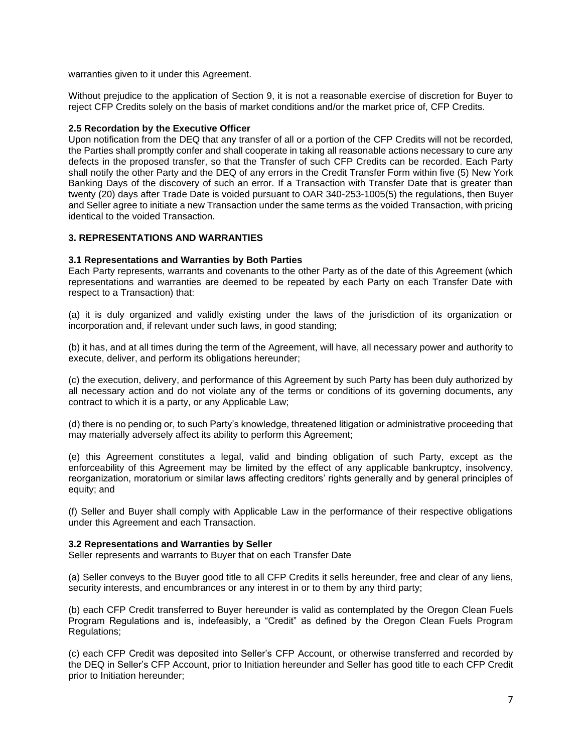warranties given to it under this Agreement.

Without prejudice to the application of Section 9, it is not a reasonable exercise of discretion for Buyer to reject CFP Credits solely on the basis of market conditions and/or the market price of, CFP Credits.

**2.5 Recordation by the Executive Officer**

Upon notification from the DEQ that any transfer of all or a portion of the CFP Credits will not be recorded, the Parties shall promptly confer and shall cooperate in taking all reasonable actions necessary to cure any defects in the proposed transfer, so that the Transfer of such CFP Credits can be recorded. Each Party shall notify the other Party and the DEQ of any errors in the Credit Transfer Form within five (5) New York Banking Days of the discovery of such an error. If a Transaction with Transfer Date that is greater than twenty (20) days after Trade Date is voided pursuant to OAR 340-253-1005(5) the regulations, then Buyer and Seller agree to initiate a new Transaction under the same terms as the voided Transaction, with pricing identical to the voided Transaction.

## 3. REPRESENTATIONS AND WARRANTIES

**3.1 Representations and Warranties by Both Parties**

Each Party represents, warrants and covenants to the other Party as of the date of this Agreement (which representations and warranties are deemed to be repeated by each Party on each Transfer Date with respect to a Transaction) that:

(a) it is duly organized and validly existing under the laws of the jurisdiction of its organization or incorporation and, if relevant under such laws, in good standing;

(b) it has, and at all times during the term of the Agreement, will have, all necessary power and authority to execute, deliver, and perform its obligations hereunder;

(c) the execution, delivery, and performance of this Agreement by such Party has been duly authorized by all necessary action and do not violate any of the terms or conditions of its governing documents, any contract to which it is a party, or any Applicable Law;

(d) there is no pending or, to such Party's knowledge, threatened litigation or administrative proceeding that may materially adversely affect its ability to perform this Agreement;

(e) this Agreement constitutes a legal, valid and binding obligation of such Party, except as the enforceability of this Agreement may be limited by the effect of any applicable bankruptcy, insolvency, reorganization, moratorium or similar laws affecting creditors' rights generally and by general principles of equity; and

(f) Seller and Buyer shall comply with Applicable Law in the performance of their respective obligations under this Agreement and each Transaction.

**3.2 Representations and Warranties by Seller**

Seller represents and warrants to Buyer that on each Transfer Date

(a) Seller conveys to the Buyer good title to all CFP Credits it sells hereunder, free and clear of any liens, security interests, and encumbrances or any interest in or to them by any third party;

(b) each CFP Credit transferred to Buyer hereunder is valid as contemplated by the Oregon Clean Fuels Program Regulations and is, indefeasibly, a "Credit" as defined by the Oregon Clean Fuels Program Regulations;

(c) each CFP Credit was deposited into Seller's CFP Account, or otherwise transferred and recorded by the DEQ in Seller's CFP Account, prior to Initiation hereunder and Seller has good title to each CFP Credit prior to Initiation hereunder;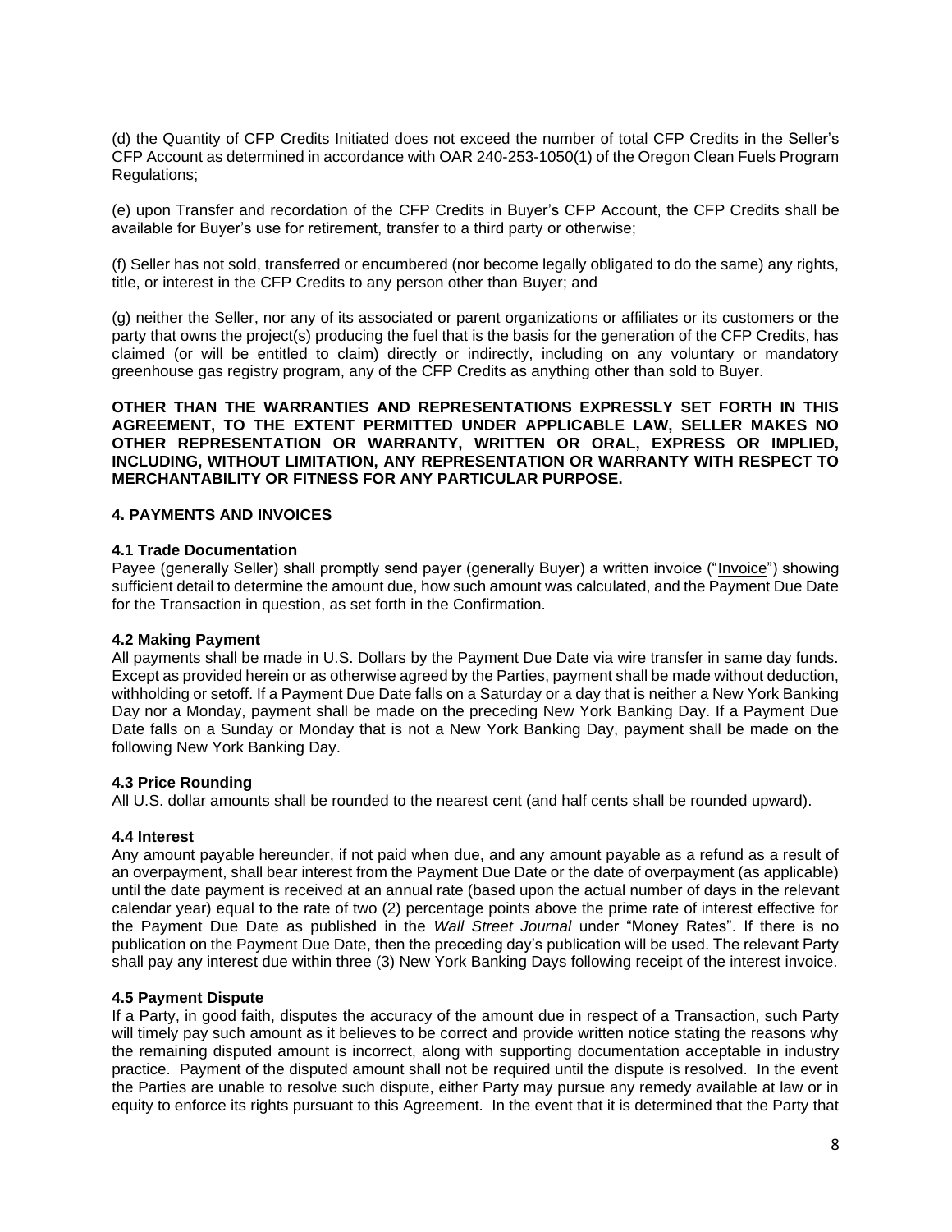(d) the Quantity of CFP Credits Initiated does not exceed the number of total CFP Credits in the Seller's CFP Account as determined in accordance with OAR 240-253-1050(1) of the Oregon Clean Fuels Program Regulations;

(e) upon Transfer and recordation of the CFP Credits in Buyer's CFP Account, the CFP Credits shall be available for Buyer's use for retirement, transfer to a third party or otherwise;

(f) Seller has not sold, transferred or encumbered (nor become legally obligated to do the same) any rights, title, or interest in the CFP Credits to any person other than Buyer; and

(g) neither the Seller, nor any of its associated or parent organizations or affiliates or its customers or the party that owns the project(s) producing the fuel that is the basis for the generation of the CFP Credits, has claimed (or will be entitled to claim) directly or indirectly, including on any voluntary or mandatory greenhouse gas registry program, any of the CFP Credits as anything other than sold to Buyer.

**OTHER THAN THE WARRANTIES AND REPRESENTATIONS EXPRESSLY SET FORTH IN THIS AGREEMENT, TO THE EXTENT PERMITTED UNDER APPLICABLE LAW, SELLER MAKES NO OTHER REPRESENTATION OR WARRANTY, WRITTEN OR ORAL, EXPRESS OR IMPLIED, INCLUDING, WITHOUT LIMITATION, ANY REPRESENTATION OR WARRANTY WITH RESPECT TO MERCHANTABILITY OR FITNESS FOR ANY PARTICULAR PURPOSE.**

## 4. PAYMENTS AND INVOICES

### 4.1 Trade Documentation

Payee (generally Seller) shall promptly send payer (generally Buyer) a written invoice ("Invoice") showing sufficient detail to determine the amount due, how such amount was calculated, and the Payment Due Date for the Transaction in question, as set forth in the Confirmation.

### 4.2 Making Payment

All payments shall be made in U.S. Dollars by the Payment Due Date via wire transfer in same day funds. Except as provided herein or as otherwise agreed by the Parties, payment shall be made without deduction, withholding or setoff. If a Payment Due Date falls on a Saturday or a day that is neither a New York Banking Day nor a Monday, payment shall be made on the preceding New York Banking Day. If a Payment Due Date falls on a Sunday or Monday that is not a New York Banking Day, payment shall be made on the following New York Banking Day.

### 4.3 Price Rounding

All U.S. dollar amounts shall be rounded to the nearest cent (and half cents shall be rounded upward).

### 4.4 Interest

Any amount payable hereunder, if not paid when due, and any amount payable as a refund as a result of an overpayment, shall bear interest from the Payment Due Date or the date of overpayment (as applicable) until the date payment is received at an annual rate (based upon the actual number of days in the relevant calendar year) equal to the rate of two (2) percentage points above the prime rate of interest effective for the Payment Due Date as published in the *Wall Street Journal* under "Money Rates". If there is no publication on the Payment Due Date, then the preceding day's publication will be used. The relevant Party shall pay any interest due within three (3) New York Banking Days following receipt of the interest invoice.

### 4.5 Payment Dispute

If a Party, in good faith, disputes the accuracy of the amount due in respect of a Transaction, such Party will timely pay such amount as it believes to be correct and provide written notice stating the reasons why the remaining disputed amount is incorrect, along with supporting documentation acceptable in industry practice. Payment of the disputed amount shall not be required until the dispute is resolved. In the event the Parties are unable to resolve such dispute, either Party may pursue any remedy available at law or in equity to enforce its rights pursuant to this Agreement. In the event that it is determined that the Party that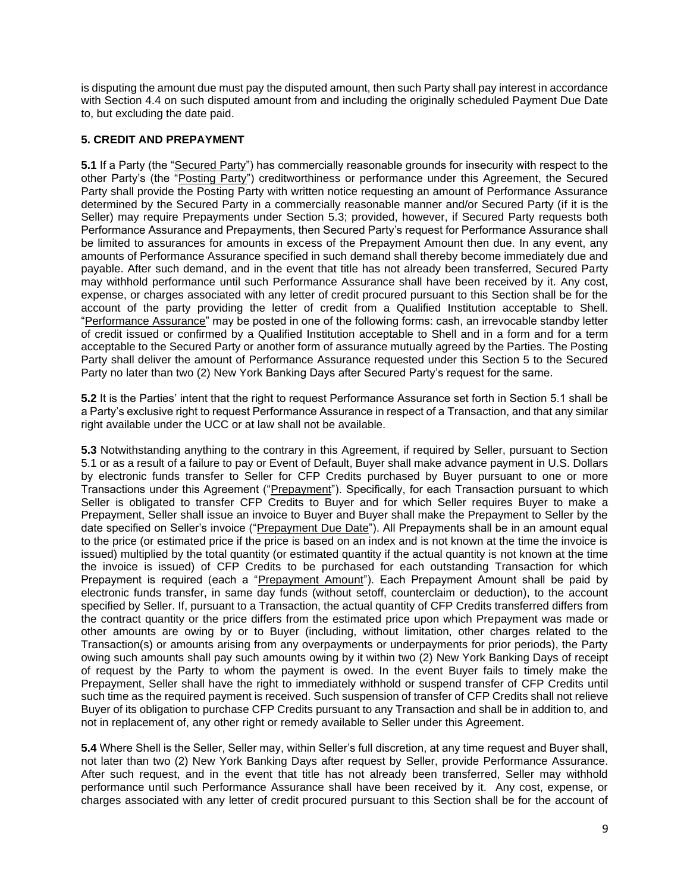is disputing the amount due must pay the disputed amount, then such Party shall pay interest in accordance with Section 4.4 on such disputed amount from and including the originally scheduled Payment Due Date to, but excluding the date paid.

## 5. CREDIT AND PREPAYMENT

**5.1** If a Party (the "Secured Party") has commercially reasonable grounds for insecurity with respect to the other Party's (the "Posting Party") creditworthiness or performance under this Agreement, the Secured Party shall provide the Posting Party with written notice requesting an amount of Performance Assurance determined by the Secured Party in a commercially reasonable manner and/or Secured Party (if it is the Seller) may require Prepayments under Section 5.3; provided, however, if Secured Party requests both Performance Assurance and Prepayments, then Secured Party's request for Performance Assurance shall be limited to assurances for amounts in excess of the Prepayment Amount then due. In any event, any amounts of Performance Assurance specified in such demand shall thereby become immediately due and payable. After such demand, and in the event that title has not already been transferred, Secured Party may withhold performance until such Performance Assurance shall have been received by it. Any cost, expense, or charges associated with any letter of credit procured pursuant to this Section shall be for the account of the party providing the letter of credit from a Qualified Institution acceptable to Shell. "Performance Assurance" may be posted in one of the following forms: cash, an irrevocable standby letter of credit issued or confirmed by a Qualified Institution acceptable to Shell and in a form and for a term acceptable to the Secured Party or another form of assurance mutually agreed by the Parties. The Posting Party shall deliver the amount of Performance Assurance requested under this Section 5 to the Secured Party no later than two (2) New York Banking Days after Secured Party's request for the same.

**5.2** It is the Parties' intent that the right to request Performance Assurance set forth in Section 5.1 shall be a Party's exclusive right to request Performance Assurance in respect of a Transaction, and that any similar right available under the UCC or at law shall not be available.

**5.3** Notwithstanding anything to the contrary in this Agreement, if required by Seller, pursuant to Section 5.1 or as a result of a failure to pay or Event of Default, Buyer shall make advance payment in U.S. Dollars by electronic funds transfer to Seller for CFP Credits purchased by Buyer pursuant to one or more Transactions under this Agreement ("Prepayment"). Specifically, for each Transaction pursuant to which Seller is obligated to transfer CFP Credits to Buyer and for which Seller requires Buyer to make a Prepayment, Seller shall issue an invoice to Buyer and Buyer shall make the Prepayment to Seller by the date specified on Seller's invoice ("Prepayment Due Date"). All Prepayments shall be in an amount equal to the price (or estimated price if the price is based on an index and is not known at the time the invoice is issued) multiplied by the total quantity (or estimated quantity if the actual quantity is not known at the time the invoice is issued) of CFP Credits to be purchased for each outstanding Transaction for which Prepayment is required (each a "Prepayment Amount"). Each Prepayment Amount shall be paid by electronic funds transfer, in same day funds (without setoff, counterclaim or deduction), to the account specified by Seller. If, pursuant to a Transaction, the actual quantity of CFP Credits transferred differs from the contract quantity or the price differs from the estimated price upon which Prepayment was made or other amounts are owing by or to Buyer (including, without limitation, other charges related to the Transaction(s) or amounts arising from any overpayments or underpayments for prior periods), the Party owing such amounts shall pay such amounts owing by it within two (2) New York Banking Days of receipt of request by the Party to whom the payment is owed. In the event Buyer fails to timely make the Prepayment, Seller shall have the right to immediately withhold or suspend transfer of CFP Credits until such time as the required payment is received. Such suspension of transfer of CFP Credits shall not relieve Buyer of its obligation to purchase CFP Credits pursuant to any Transaction and shall be in addition to, and not in replacement of, any other right or remedy available to Seller under this Agreement.

**5.4** Where Shell is the Seller, Seller may, within Seller's full discretion, at any time request and Buyer shall, not later than two (2) New York Banking Days after request by Seller, provide Performance Assurance. After such request, and in the event that title has not already been transferred, Seller may withhold performance until such Performance Assurance shall have been received by it. Any cost, expense, or charges associated with any letter of credit procured pursuant to this Section shall be for the account of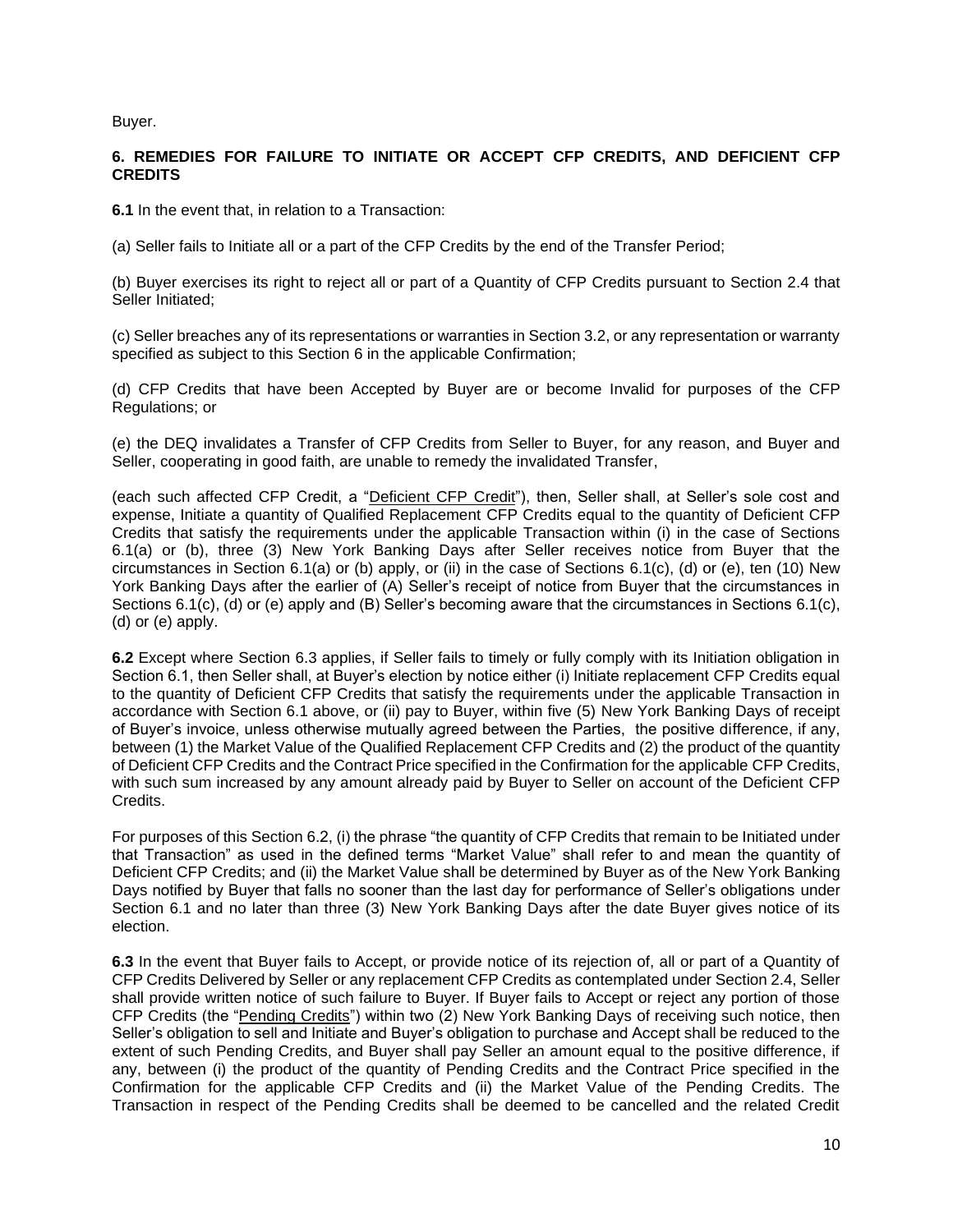Buyer.

**6. REMEDIES FOR FAILURE TO INITIATE OR ACCEPT CFP CREDITS, AND DEFICIENT CFP CREDITS**

**6.1** In the event that, in relation to a Transaction:

(a) Seller fails to Initiate all or a part of the CFP Credits by the end of the Transfer Period;

(b) Buyer exercises its right to reject all or part of a Quantity of CFP Credits pursuant to Section 2.4 that Seller Initiated;

(c) Seller breaches any of its representations or warranties in Section 3.2, or any representation or warranty specified as subject to this Section 6 in the applicable Confirmation;

(d) CFP Credits that have been Accepted by Buyer are or become Invalid for purposes of the CFP Regulations; or

(e) the DEQ invalidates a Transfer of CFP Credits from Seller to Buyer, for any reason, and Buyer and Seller, cooperating in good faith, are unable to remedy the invalidated Transfer,

(each such affected CFP Credit, a "Deficient CFP Credit"), then, Seller shall, at Seller's sole cost and expense, Initiate a quantity of Qualified Replacement CFP Credits equal to the quantity of Deficient CFP Credits that satisfy the requirements under the applicable Transaction within (i) in the case of Sections 6.1(a) or (b), three (3) New York Banking Days after Seller receives notice from Buyer that the circumstances in Section 6.1(a) or (b) apply, or (ii) in the case of Sections 6.1(c), (d) or (e), ten (10) New York Banking Days after the earlier of (A) Seller's receipt of notice from Buyer that the circumstances in Sections 6.1(c), (d) or (e) apply and (B) Seller's becoming aware that the circumstances in Sections 6.1(c), (d) or (e) apply.

**6.2** Except where Section 6.3 applies, if Seller fails to timely or fully comply with its Initiation obligation in Section 6.1, then Seller shall, at Buyer's election by notice either (i) Initiate replacement CFP Credits equal to the quantity of Deficient CFP Credits that satisfy the requirements under the applicable Transaction in accordance with Section 6.1 above, or (ii) pay to Buyer, within five (5) New York Banking Days of receipt of Buyer's invoice, unless otherwise mutually agreed between the Parties, the positive difference, if any, between (1) the Market Value of the Qualified Replacement CFP Credits and (2) the product of the quantity of Deficient CFP Credits and the Contract Price specified in the Confirmation for the applicable CFP Credits, with such sum increased by any amount already paid by Buyer to Seller on account of the Deficient CFP Credits.

For purposes of this Section 6.2, (i) the phrase "the quantity of CFP Credits that remain to be Initiated under that Transaction" as used in the defined terms "Market Value" shall refer to and mean the quantity of Deficient CFP Credits; and (ii) the Market Value shall be determined by Buyer as of the New York Banking Days notified by Buyer that falls no sooner than the last day for performance of Seller's obligations under Section 6.1 and no later than three (3) New York Banking Days after the date Buyer gives notice of its election.

**6.3** In the event that Buyer fails to Accept, or provide notice of its rejection of, all or part of a Quantity of CFP Credits Delivered by Seller or any replacement CFP Credits as contemplated under Section 2.4, Seller shall provide written notice of such failure to Buyer. If Buyer fails to Accept or reject any portion of those CFP Credits (the "Pending Credits") within two (2) New York Banking Days of receiving such notice, then Seller's obligation to sell and Initiate and Buyer's obligation to purchase and Accept shall be reduced to the extent of such Pending Credits, and Buyer shall pay Seller an amount equal to the positive difference, if any, between (i) the product of the quantity of Pending Credits and the Contract Price specified in the Confirmation for the applicable CFP Credits and (ii) the Market Value of the Pending Credits. The Transaction in respect of the Pending Credits shall be deemed to be cancelled and the related Credit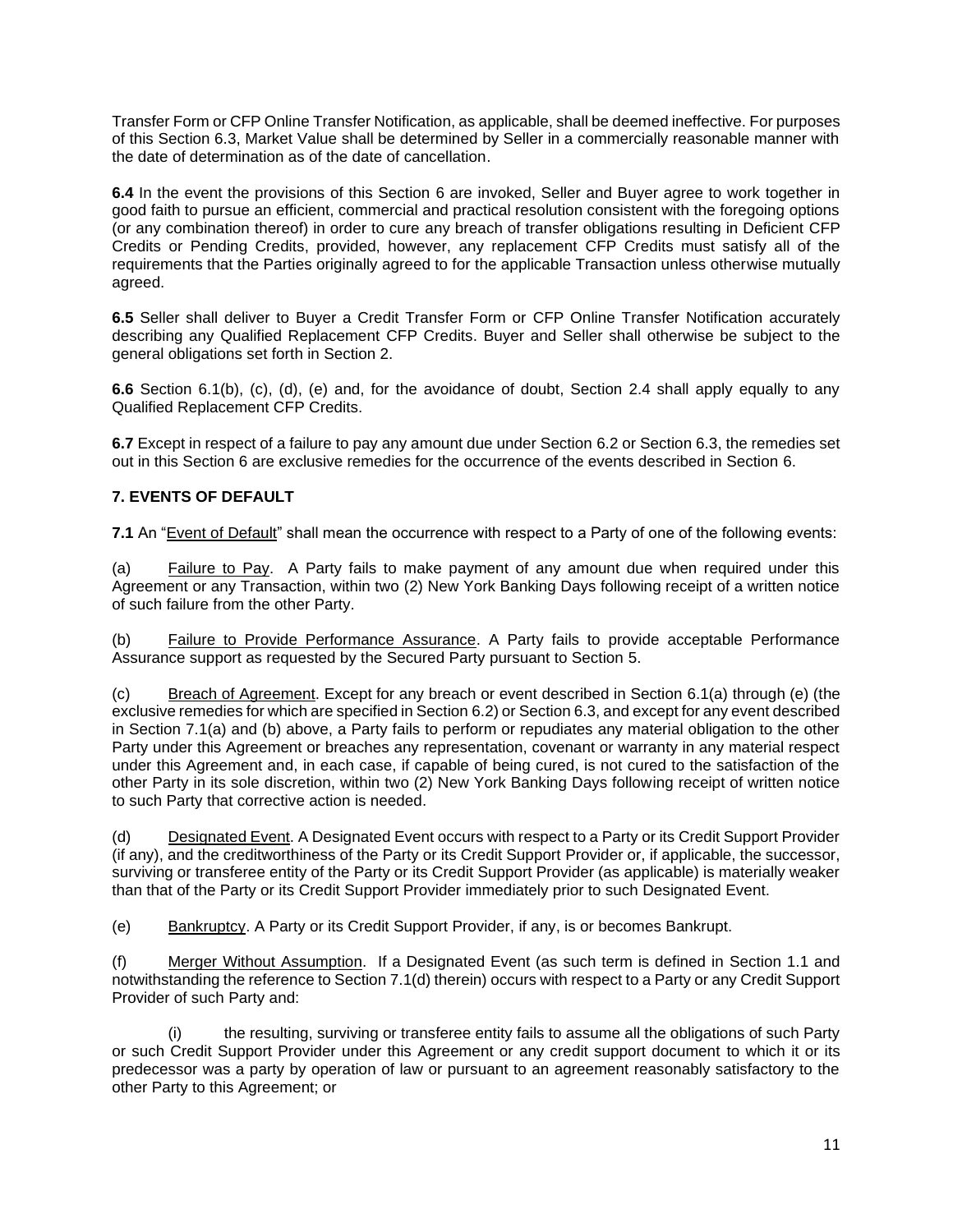Transfer Form or CFP Online Transfer Notification, as applicable, shall be deemed ineffective. For purposes of this Section 6.3, Market Value shall be determined by Seller in a commercially reasonable manner with the date of determination as of the date of cancellation.

**6.4** In the event the provisions of this Section 6 are invoked, Seller and Buyer agree to work together in good faith to pursue an efficient, commercial and practical resolution consistent with the foregoing options (or any combination thereof) in order to cure any breach of transfer obligations resulting in Deficient CFP Credits or Pending Credits, provided, however, any replacement CFP Credits must satisfy all of the requirements that the Parties originally agreed to for the applicable Transaction unless otherwise mutually agreed.

**6.5** Seller shall deliver to Buyer a Credit Transfer Form or CFP Online Transfer Notification accurately describing any Qualified Replacement CFP Credits. Buyer and Seller shall otherwise be subject to the general obligations set forth in Section 2.

**6.6** Section 6.1(b), (c), (d), (e) and, for the avoidance of doubt, Section 2.4 shall apply equally to any Qualified Replacement CFP Credits.

**6.7** Except in respect of a failure to pay any amount due under Section 6.2 or Section 6.3, the remedies set out in this Section 6 are exclusive remedies for the occurrence of the events described in Section 6.

## 7. EVENTS OF DEFAULT

**7.1** An "Event of Default" shall mean the occurrence with respect to a Party of one of the following events:

(a) Failure to Pay. A Party fails to make payment of any amount due when required under this Agreement or any Transaction, within two (2) New York Banking Days following receipt of a written notice of such failure from the other Party.

(b) Failure to Provide Performance Assurance. A Party fails to provide acceptable Performance Assurance support as requested by the Secured Party pursuant to Section 5.

(c) Breach of Agreement. Except for any breach or event described in Section 6.1(a) through (e) (the exclusive remedies for which are specified in Section 6.2) or Section 6.3, and except for any event described in Section 7.1(a) and (b) above, a Party fails to perform or repudiates any material obligation to the other Party under this Agreement or breaches any representation, covenant or warranty in any material respect under this Agreement and, in each case, if capable of being cured, is not cured to the satisfaction of the other Party in its sole discretion, within two (2) New York Banking Days following receipt of written notice to such Party that corrective action is needed.

(d) Designated Event. A Designated Event occurs with respect to a Party or its Credit Support Provider (if any), and the creditworthiness of the Party or its Credit Support Provider or, if applicable, the successor, surviving or transferee entity of the Party or its Credit Support Provider (as applicable) is materially weaker than that of the Party or its Credit Support Provider immediately prior to such Designated Event.

(e) Bankruptcy. A Party or its Credit Support Provider, if any, is or becomes Bankrupt.

(f) Merger Without Assumption. If a Designated Event (as such term is defined in Section 1.1 and notwithstanding the reference to Section 7.1(d) therein) occurs with respect to a Party or any Credit Support Provider of such Party and:

(i) the resulting, surviving or transferee entity fails to assume all the obligations of such Party or such Credit Support Provider under this Agreement or any credit support document to which it or its predecessor was a party by operation of law or pursuant to an agreement reasonably satisfactory to the other Party to this Agreement; or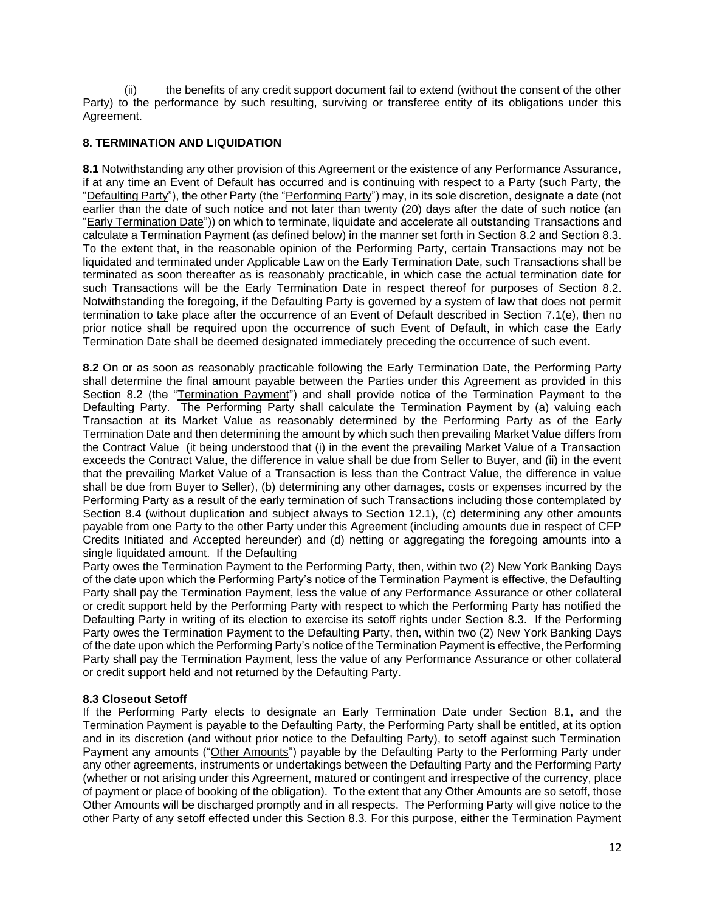(ii) the benefits of any credit support document fail to extend (without the consent of the other Party) to the performance by such resulting, surviving or transferee entity of its obligations under this Agreement.

## 8. TERMINATION AND LIQUIDATION

**8.1** Notwithstanding any other provision of this Agreement or the existence of any Performance Assurance, if at any time an Event of Default has occurred and is continuing with respect to a Party (such Party, the "Defaulting Party"), the other Party (the "Performing Party") may, in its sole discretion, designate a date (not earlier than the date of such notice and not later than twenty (20) days after the date of such notice (an "Early Termination Date")) on which to terminate, liquidate and accelerate all outstanding Transactions and calculate a Termination Payment (as defined below) in the manner set forth in Section 8.2 and Section 8.3. To the extent that, in the reasonable opinion of the Performing Party, certain Transactions may not be liquidated and terminated under Applicable Law on the Early Termination Date, such Transactions shall be terminated as soon thereafter as is reasonably practicable, in which case the actual termination date for such Transactions will be the Early Termination Date in respect thereof for purposes of Section 8.2. Notwithstanding the foregoing, if the Defaulting Party is governed by a system of law that does not permit termination to take place after the occurrence of an Event of Default described in Section 7.1(e), then no prior notice shall be required upon the occurrence of such Event of Default, in which case the Early Termination Date shall be deemed designated immediately preceding the occurrence of such event.

**8.2** On or as soon as reasonably practicable following the Early Termination Date, the Performing Party shall determine the final amount payable between the Parties under this Agreement as provided in this Section 8.2 (the "Termination Payment") and shall provide notice of the Termination Payment to the Defaulting Party. The Performing Party shall calculate the Termination Payment by (a) valuing each Transaction at its Market Value as reasonably determined by the Performing Party as of the Early Termination Date and then determining the amount by which such then prevailing Market Value differs from the Contract Value (it being understood that (i) in the event the prevailing Market Value of a Transaction exceeds the Contract Value, the difference in value shall be due from Seller to Buyer, and (ii) in the event that the prevailing Market Value of a Transaction is less than the Contract Value, the difference in value shall be due from Buyer to Seller), (b) determining any other damages, costs or expenses incurred by the Performing Party as a result of the early termination of such Transactions including those contemplated by Section 8.4 (without duplication and subject always to Section 12.1), (c) determining any other amounts payable from one Party to the other Party under this Agreement (including amounts due in respect of CFP Credits Initiated and Accepted hereunder) and (d) netting or aggregating the foregoing amounts into a single liquidated amount. If the Defaulting Party owes the Termination Payment to the Performing Party, then, within two (2) New York Banking Days of the date upon which the Performing Party's notice of the Termination Payment is effective, the Defaulting Party shall pay the Termination Payment, less the value of any Performance Assurance or other collateral or credit support held by the Performing Party with respect to which the Performing Party has notified the Defaulting Party in writing of its election to exercise its setoff rights under Section 8.3. If the Performing Party owes the Termination Payment to the Defaulting Party, then, within two (2) New York Banking Days of the date upon which the Performing Party's notice of the Termination Payment is effective, the Performing Party shall pay the Termination Payment, less the value of any Performance Assurance or other collateral or credit support held and not returned by the Defaulting Party.

### 8.3 Closeout Setoff

If the Performing Party elects to designate an Early Termination Date under Section 8.1, and the Termination Payment is payable to the Defaulting Party, the Performing Party shall be entitled, at its option and in its discretion (and without prior notice to the Defaulting Party), to setoff against such Termination Payment any amounts ("Other Amounts") payable by the Defaulting Party to the Performing Party under any other agreements, instruments or undertakings between the Defaulting Party and the Performing Party (whether or not arising under this Agreement, matured or contingent and irrespective of the currency, place of payment or place of booking of the obligation). To the extent that any Other Amounts are so setoff, those Other Amounts will be discharged promptly and in all respects. The Performing Party will give notice to the other Party of any setoff effected under this Section 8.3. For this purpose, either the Termination Payment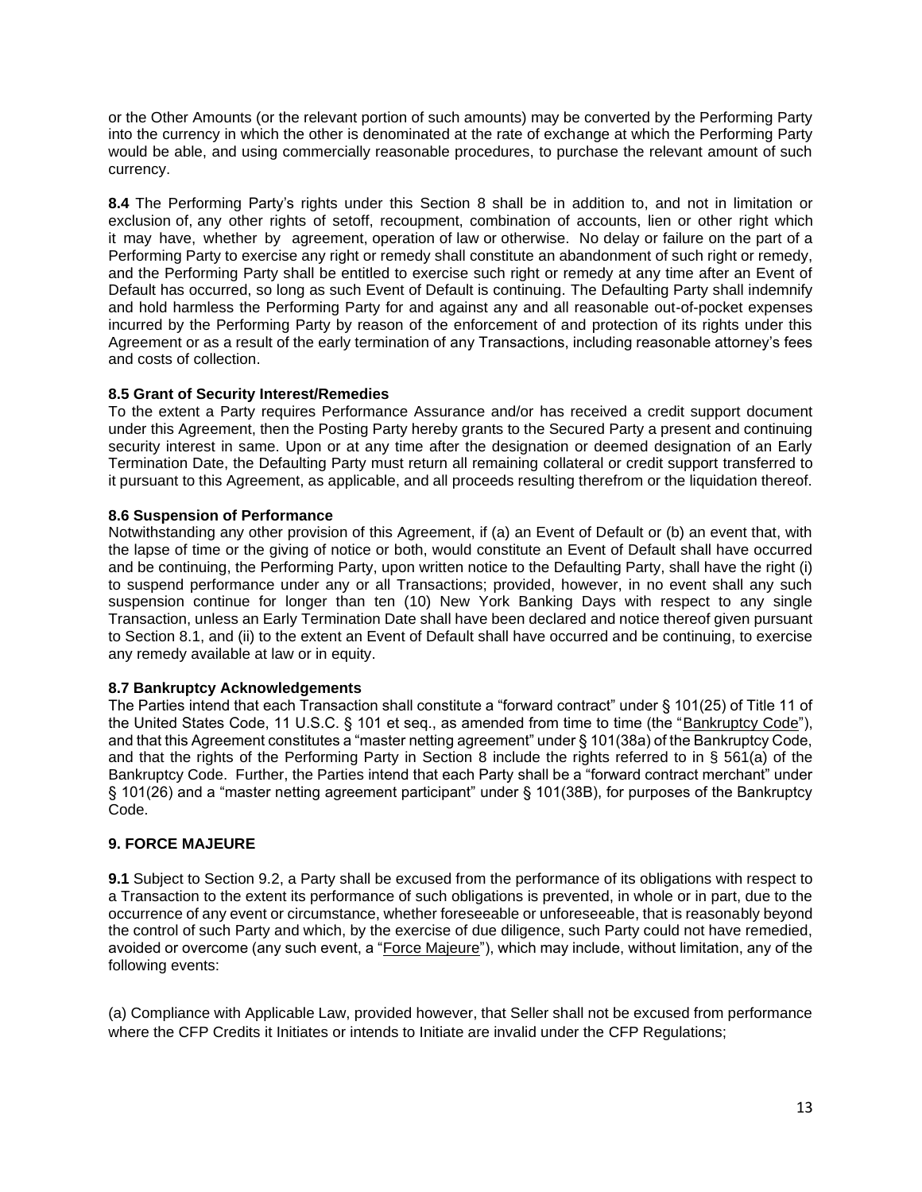or the Other Amounts (or the relevant portion of such amounts) may be converted by the Performing Party into the currency in which the other is denominated at the rate of exchange at which the Performing Party would be able, and using commercially reasonable procedures, to purchase the relevant amount of such currency.

**8.4** The Performing Party's rights under this Section 8 shall be in addition to, and not in limitation or exclusion of, any other rights of setoff, recoupment, combination of accounts, lien or other right which it may have, whether by agreement, operation of law or otherwise. No delay or failure on the part of a Performing Party to exercise any right or remedy shall constitute an abandonment of such right or remedy, and the Performing Party shall be entitled to exercise such right or remedy at any time after an Event of Default has occurred, so long as such Event of Default is continuing. The Defaulting Party shall indemnify and hold harmless the Performing Party for and against any and all reasonable out-of-pocket expenses incurred by the Performing Party by reason of the enforcement of and protection of its rights under this Agreement or as a result of the early termination of any Transactions, including reasonable attorney's fees and costs of collection.

**8.5 Grant of Security Interest/Remedies**

To the extent a Party requires Performance Assurance and/or has received a credit support document under this Agreement, then the Posting Party hereby grants to the Secured Party a present and continuing security interest in same. Upon or at any time after the designation or deemed designation of an Early Termination Date, the Defaulting Party must return all remaining collateral or credit support transferred to it pursuant to this Agreement, as applicable, and all proceeds resulting therefrom or the liquidation thereof.

**8.6 Suspension of Performance**

Notwithstanding any other provision of this Agreement, if (a) an Event of Default or (b) an event that, with the lapse of time or the giving of notice or both, would constitute an Event of Default shall have occurred and be continuing, the Performing Party, upon written notice to the Defaulting Party, shall have the right (i) to suspend performance under any or all Transactions; provided, however, in no event shall any such suspension continue for longer than ten (10) New York Banking Days with respect to any single Transaction, unless an Early Termination Date shall have been declared and notice thereof given pursuant to Section 8.1, and (ii) to the extent an Event of Default shall have occurred and be continuing, to exercise any remedy available at law or in equity.

**8.7 Bankruptcy Acknowledgements**

The Parties intend that each Transaction shall constitute a "forward contract" under § 101(25) of Title 11 of the United States Code, 11 U.S.C. § 101 et seq., as amended from time to time (the "Bankruptcy Code"), and that this Agreement constitutes a "master netting agreement" under § 101(38a) of the Bankruptcy Code, and that the rights of the Performing Party in Section 8 include the rights referred to in § 561(a) of the Bankruptcy Code. Further, the Parties intend that each Party shall be a "forward contract merchant" under § 101(26) and a "master netting agreement participant" under § 101(38B), for purposes of the Bankruptcy Code.

## 9. FORCE MAJEURE

**9.1** Subject to Section 9.2, a Party shall be excused from the performance of its obligations with respect to a Transaction to the extent its performance of such obligations is prevented, in whole or in part, due to the occurrence of any event or circumstance, whether foreseeable or unforeseeable, that is reasonably beyond the control of such Party and which, by the exercise of due diligence, such Party could not have remedied, avoided or overcome (any such event, a "Force Majeure"), which may include, without limitation, any of the following events:

(a) Compliance with Applicable Law, provided however, that Seller shall not be excused from performance where the CFP Credits it Initiates or intends to Initiate are invalid under the CFP Regulations;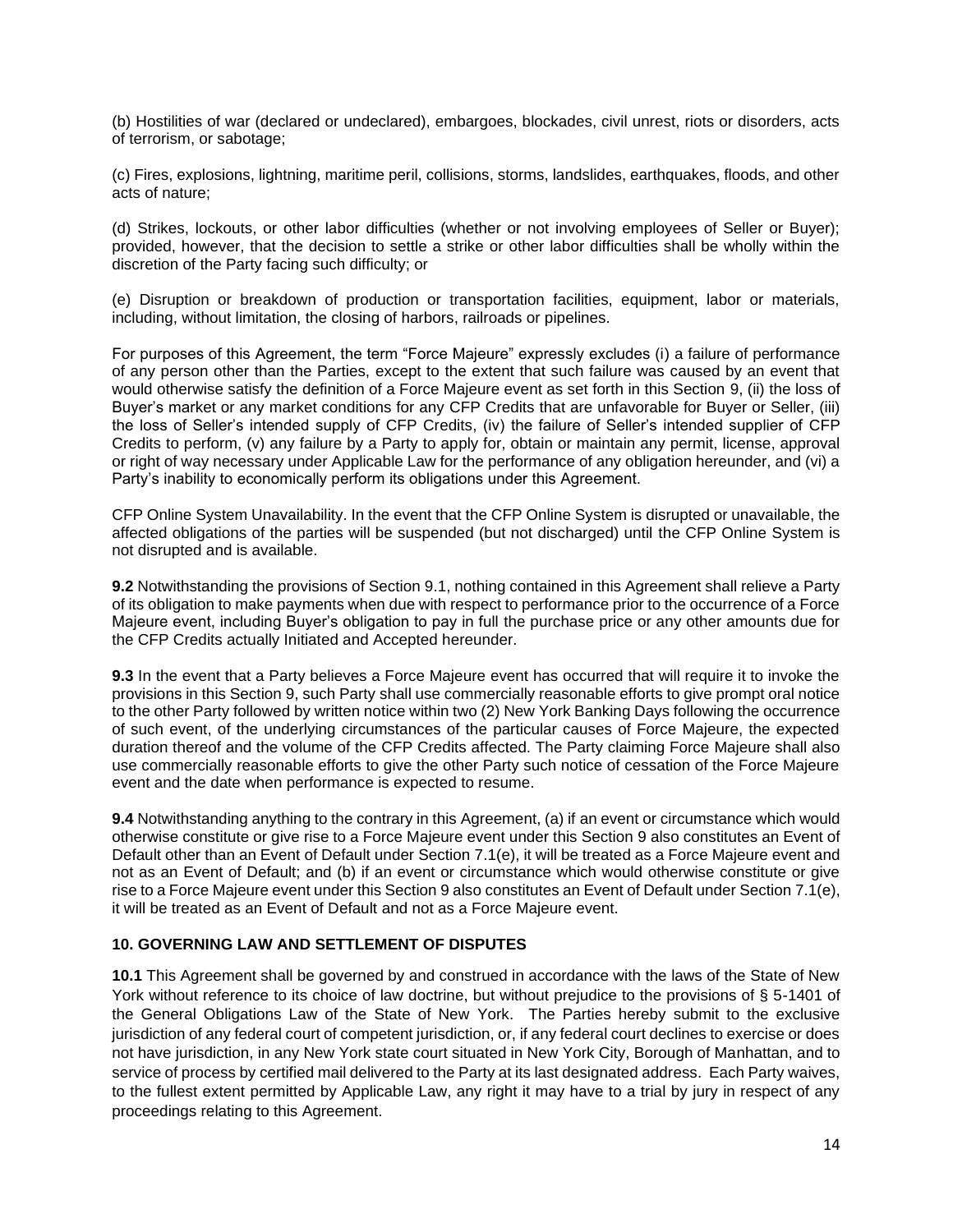(b) Hostilities of war (declared or undeclared), embargoes, blockades, civil unrest, riots or disorders, acts of terrorism, or sabotage;

(c) Fires, explosions, lightning, maritime peril, collisions, storms, landslides, earthquakes, floods, and other acts of nature;

(d) Strikes, lockouts, or other labor difficulties (whether or not involving employees of Seller or Buyer); provided, however, that the decision to settle a strike or other labor difficulties shall be wholly within the discretion of the Party facing such difficulty; or

(e) Disruption or breakdown of production or transportation facilities, equipment, labor or materials, including, without limitation, the closing of harbors, railroads or pipelines.

For purposes of this Agreement, the term "Force Majeure" expressly excludes (i) a failure of performance of any person other than the Parties, except to the extent that such failure was caused by an event that would otherwise satisfy the definition of a Force Majeure event as set forth in this Section 9, (ii) the loss of Buyer's market or any market conditions for any CFP Credits that are unfavorable for Buyer or Seller, (iii) the loss of Seller's intended supply of CFP Credits, (iv) the failure of Seller's intended supplier of CFP Credits to perform, (v) any failure by a Party to apply for, obtain or maintain any permit, license, approval or right of way necessary under Applicable Law for the performance of any obligation hereunder, and (vi) a Party's inability to economically perform its obligations under this Agreement.

CFP Online System Unavailability. In the event that the CFP Online System is disrupted or unavailable, the affected obligations of the parties will be suspended (but not discharged) until the CFP Online System is not disrupted and is available.

**9.2** Notwithstanding the provisions of Section 9.1, nothing contained in this Agreement shall relieve a Party of its obligation to make payments when due with respect to performance prior to the occurrence of a Force Majeure event, including Buyer's obligation to pay in full the purchase price or any other amounts due for the CFP Credits actually Initiated and Accepted hereunder.

**9.3** In the event that a Party believes a Force Majeure event has occurred that will require it to invoke the provisions in this Section 9, such Party shall use commercially reasonable efforts to give prompt oral notice to the other Party followed by written notice within two (2) New York Banking Days following the occurrence of such event, of the underlying circumstances of the particular causes of Force Majeure, the expected duration thereof and the volume of the CFP Credits affected. The Party claiming Force Majeure shall also use commercially reasonable efforts to give the other Party such notice of cessation of the Force Majeure event and the date when performance is expected to resume.

**9.4** Notwithstanding anything to the contrary in this Agreement, (a) if an event or circumstance which would otherwise constitute or give rise to a Force Majeure event under this Section 9 also constitutes an Event of Default other than an Event of Default under Section 7.1(e), it will be treated as a Force Majeure event and not as an Event of Default; and (b) if an event or circumstance which would otherwise constitute or give rise to a Force Majeure event under this Section 9 also constitutes an Event of Default under Section 7.1(e), it will be treated as an Event of Default and not as a Force Majeure event.

## 10. GOVERNING LAW AND SETTLEMENT OF DISPUTES

**10.1** This Agreement shall be governed by and construed in accordance with the laws of the State of New York without reference to its choice of law doctrine, but without prejudice to the provisions of § 5-1401 of the General Obligations Law of the State of New York. The Parties hereby submit to the exclusive jurisdiction of any federal court of competent jurisdiction, or, if any federal court declines to exercise or does not have jurisdiction, in any New York state court situated in New York City, Borough of Manhattan, and to service of process by certified mail delivered to the Party at its last designated address. Each Party waives, to the fullest extent permitted by Applicable Law, any right it may have to a trial by jury in respect of any proceedings relating to this Agreement.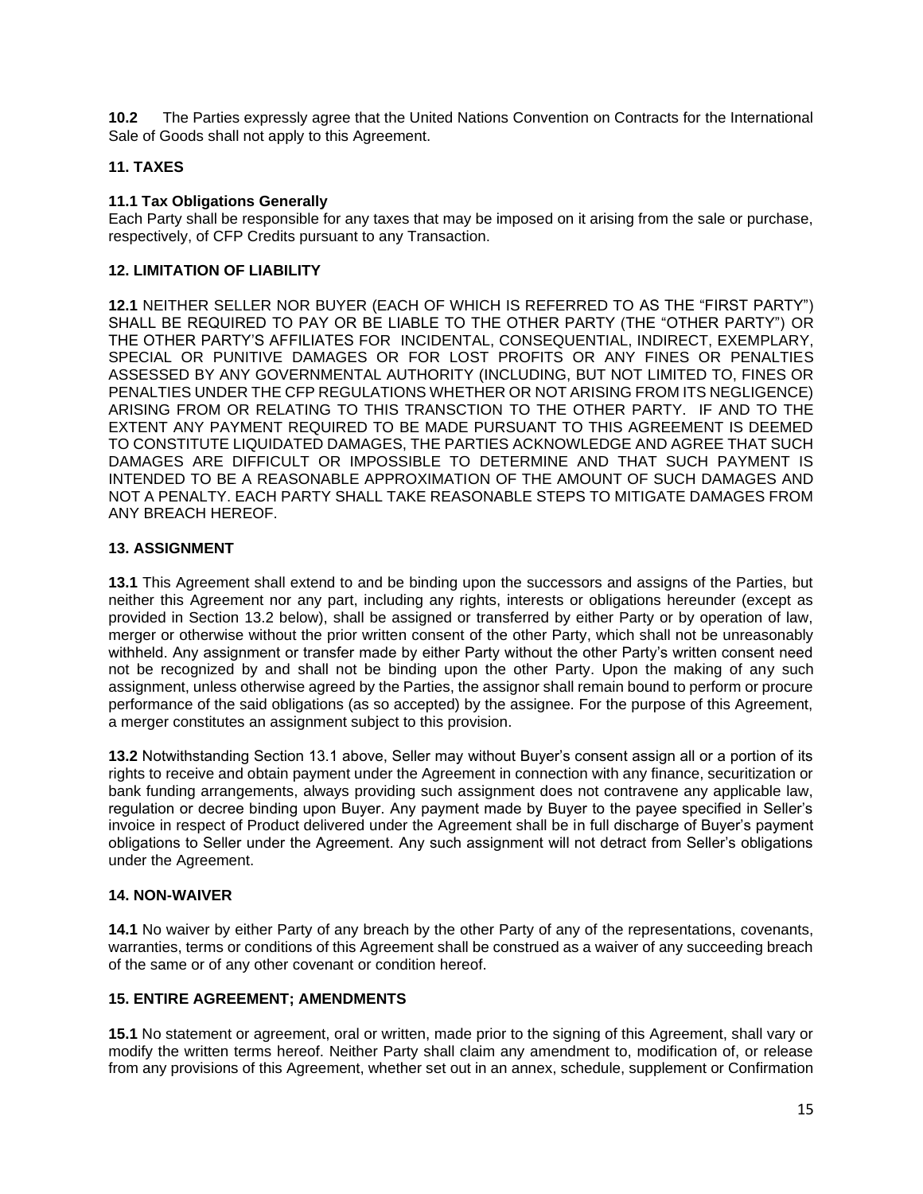**10.2** The Parties expressly agree that the United Nations Convention on Contracts for the International Sale of Goods shall not apply to this Agreement.

## 11. TAXES

**11.1 Tax Obligations Generally**
Each Party shall be responsible for any taxes that may be imposed on it arising from the sale or purchase, respectively, of CFP Credits pursuant to any Transaction.

## 12. LIMITATION OF LIABILITY

**12.1** NEITHER SELLER NOR BUYER (EACH OF WHICH IS REFERRED TO AS THE "FIRST PARTY") SHALL BE REQUIRED TO PAY OR BE LIABLE TO THE OTHER PARTY (THE "OTHER PARTY") OR THE OTHER PARTY'S AFFILIATES FOR INCIDENTAL, CONSEQUENTIAL, INDIRECT, EXEMPLARY, SPECIAL OR PUNITIVE DAMAGES OR FOR LOST PROFITS OR ANY FINES OR PENALTIES ASSESSED BY ANY GOVERNMENTAL AUTHORITY (INCLUDING, BUT NOT LIMITED TO, FINES OR PENALTIES UNDER THE CFP REGULATIONS WHETHER OR NOT ARISING FROM ITS NEGLIGENCE) ARISING FROM OR RELATING TO THIS TRANSCTION TO THE OTHER PARTY. IF AND TO THE EXTENT ANY PAYMENT REQUIRED TO BE MADE PURSUANT TO THIS AGREEMENT IS DEEMED TO CONSTITUTE LIQUIDATED DAMAGES, THE PARTIES ACKNOWLEDGE AND AGREE THAT SUCH DAMAGES ARE DIFFICULT OR IMPOSSIBLE TO DETERMINE AND THAT SUCH PAYMENT IS INTENDED TO BE A REASONABLE APPROXIMATION OF THE AMOUNT OF SUCH DAMAGES AND NOT A PENALTY. EACH PARTY SHALL TAKE REASONABLE STEPS TO MITIGATE DAMAGES FROM ANY BREACH HEREOF.

## 13. ASSIGNMENT

**13.1** This Agreement shall extend to and be binding upon the successors and assigns of the Parties, but neither this Agreement nor any part, including any rights, interests or obligations hereunder (except as provided in Section 13.2 below), shall be assigned or transferred by either Party or by operation of law, merger or otherwise without the prior written consent of the other Party, which shall not be unreasonably withheld. Any assignment or transfer made by either Party without the other Party's written consent need not be recognized by and shall not be binding upon the other Party. Upon the making of any such assignment, unless otherwise agreed by the Parties, the assignor shall remain bound to perform or procure performance of the said obligations (as so accepted) by the assignee. For the purpose of this Agreement, a merger constitutes an assignment subject to this provision.

**13.2** Notwithstanding Section 13.1 above, Seller may without Buyer's consent assign all or a portion of its rights to receive and obtain payment under the Agreement in connection with any finance, securitization or bank funding arrangements, always providing such assignment does not contravene any applicable law, regulation or decree binding upon Buyer. Any payment made by Buyer to the payee specified in Seller's invoice in respect of Product delivered under the Agreement shall be in full discharge of Buyer's payment obligations to Seller under the Agreement. Any such assignment will not detract from Seller's obligations under the Agreement.

## 14. NON-WAIVER

**14.1** No waiver by either Party of any breach by the other Party of any of the representations, covenants, warranties, terms or conditions of this Agreement shall be construed as a waiver of any succeeding breach of the same or of any other covenant or condition hereof.

## 15. ENTIRE AGREEMENT; AMENDMENTS

**15.1** No statement or agreement, oral or written, made prior to the signing of this Agreement, shall vary or modify the written terms hereof. Neither Party shall claim any amendment to, modification of, or release from any provisions of this Agreement, whether set out in an annex, schedule, supplement or Confirmation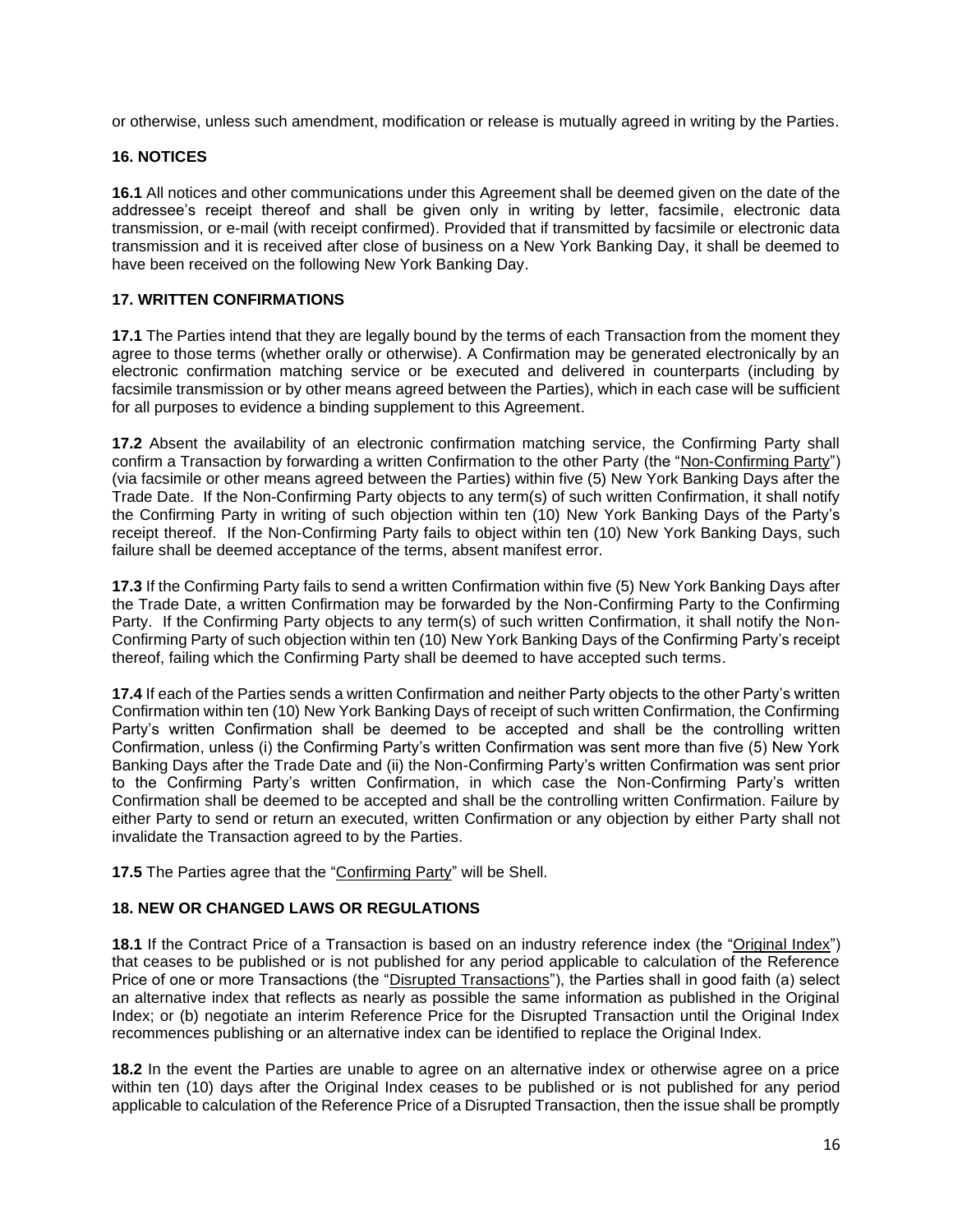or otherwise, unless such amendment, modification or release is mutually agreed in writing by the Parties.

## 16. NOTICES

**16.1** All notices and other communications under this Agreement shall be deemed given on the date of the addressee's receipt thereof and shall be given only in writing by letter, facsimile, electronic data transmission, or e-mail (with receipt confirmed). Provided that if transmitted by facsimile or electronic data transmission and it is received after close of business on a New York Banking Day, it shall be deemed to have been received on the following New York Banking Day.

## 17. WRITTEN CONFIRMATIONS

**17.1** The Parties intend that they are legally bound by the terms of each Transaction from the moment they agree to those terms (whether orally or otherwise). A Confirmation may be generated electronically by an electronic confirmation matching service or be executed and delivered in counterparts (including by facsimile transmission or by other means agreed between the Parties), which in each case will be sufficient for all purposes to evidence a binding supplement to this Agreement.

**17.2** Absent the availability of an electronic confirmation matching service, the Confirming Party shall confirm a Transaction by forwarding a written Confirmation to the other Party (the "Non-Confirming Party") (via facsimile or other means agreed between the Parties) within five (5) New York Banking Days after the Trade Date. If the Non-Confirming Party objects to any term(s) of such written Confirmation, it shall notify the Confirming Party in writing of such objection within ten (10) New York Banking Days of the Party's receipt thereof. If the Non-Confirming Party fails to object within ten (10) New York Banking Days, such failure shall be deemed acceptance of the terms, absent manifest error.

**17.3** If the Confirming Party fails to send a written Confirmation within five (5) New York Banking Days after the Trade Date, a written Confirmation may be forwarded by the Non-Confirming Party to the Confirming Party. If the Confirming Party objects to any term(s) of such written Confirmation, it shall notify the Non-Confirming Party of such objection within ten (10) New York Banking Days of the Confirming Party's receipt thereof, failing which the Confirming Party shall be deemed to have accepted such terms.

**17.4** If each of the Parties sends a written Confirmation and neither Party objects to the other Party's written Confirmation within ten (10) New York Banking Days of receipt of such written Confirmation, the Confirming Party's written Confirmation shall be deemed to be accepted and shall be the controlling written Confirmation, unless (i) the Confirming Party's written Confirmation was sent more than five (5) New York Banking Days after the Trade Date and (ii) the Non-Confirming Party's written Confirmation was sent prior to the Confirming Party's written Confirmation, in which case the Non-Confirming Party's written Confirmation shall be deemed to be accepted and shall be the controlling written Confirmation. Failure by either Party to send or return an executed, written Confirmation or any objection by either Party shall not invalidate the Transaction agreed to by the Parties.

**17.5** The Parties agree that the "Confirming Party" will be Shell.

## 18. NEW OR CHANGED LAWS OR REGULATIONS

**18.1** If the Contract Price of a Transaction is based on an industry reference index (the "Original Index") that ceases to be published or is not published for any period applicable to calculation of the Reference Price of one or more Transactions (the "Disrupted Transactions"), the Parties shall in good faith (a) select an alternative index that reflects as nearly as possible the same information as published in the Original Index; or (b) negotiate an interim Reference Price for the Disrupted Transaction until the Original Index recommences publishing or an alternative index can be identified to replace the Original Index.

**18.2** In the event the Parties are unable to agree on an alternative index or otherwise agree on a price within ten (10) days after the Original Index ceases to be published or is not published for any period applicable to calculation of the Reference Price of a Disrupted Transaction, then the issue shall be promptly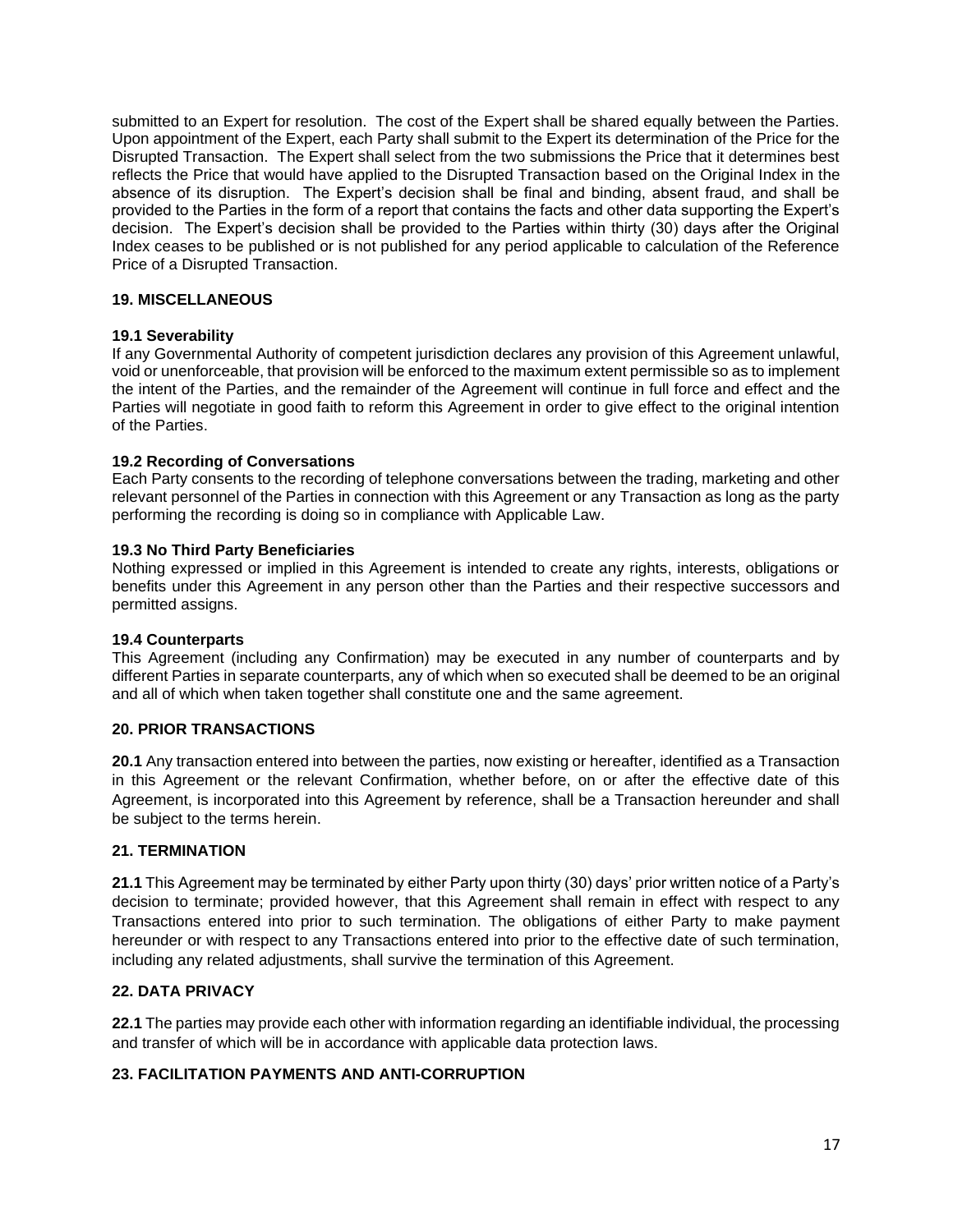submitted to an Expert for resolution. The cost of the Expert shall be shared equally between the Parties. Upon appointment of the Expert, each Party shall submit to the Expert its determination of the Price for the Disrupted Transaction. The Expert shall select from the two submissions the Price that it determines best reflects the Price that would have applied to the Disrupted Transaction based on the Original Index in the absence of its disruption. The Expert's decision shall be final and binding, absent fraud, and shall be provided to the Parties in the form of a report that contains the facts and other data supporting the Expert's decision. The Expert's decision shall be provided to the Parties within thirty (30) days after the Original Index ceases to be published or is not published for any period applicable to calculation of the Reference Price of a Disrupted Transaction.

## 19. MISCELLANEOUS

### 19.1 Severability

If any Governmental Authority of competent jurisdiction declares any provision of this Agreement unlawful, void or unenforceable, that provision will be enforced to the maximum extent permissible so as to implement the intent of the Parties, and the remainder of the Agreement will continue in full force and effect and the Parties will negotiate in good faith to reform this Agreement in order to give effect to the original intention of the Parties.

### 19.2 Recording of Conversations

Each Party consents to the recording of telephone conversations between the trading, marketing and other relevant personnel of the Parties in connection with this Agreement or any Transaction as long as the party performing the recording is doing so in compliance with Applicable Law.

### 19.3 No Third Party Beneficiaries

Nothing expressed or implied in this Agreement is intended to create any rights, interests, obligations or benefits under this Agreement in any person other than the Parties and their respective successors and permitted assigns.

### 19.4 Counterparts

This Agreement (including any Confirmation) may be executed in any number of counterparts and by different Parties in separate counterparts, any of which when so executed shall be deemed to be an original and all of which when taken together shall constitute one and the same agreement.

## 20. PRIOR TRANSACTIONS

**20.1** Any transaction entered into between the parties, now existing or hereafter, identified as a Transaction in this Agreement or the relevant Confirmation, whether before, on or after the effective date of this Agreement, is incorporated into this Agreement by reference, shall be a Transaction hereunder and shall be subject to the terms herein.

## 21. TERMINATION

**21.1** This Agreement may be terminated by either Party upon thirty (30) days' prior written notice of a Party's decision to terminate; provided however, that this Agreement shall remain in effect with respect to any Transactions entered into prior to such termination. The obligations of either Party to make payment hereunder or with respect to any Transactions entered into prior to the effective date of such termination, including any related adjustments, shall survive the termination of this Agreement.

## 22. DATA PRIVACY

**22.1** The parties may provide each other with information regarding an identifiable individual, the processing and transfer of which will be in accordance with applicable data protection laws.

## 23. FACILITATION PAYMENTS AND ANTI-CORRUPTION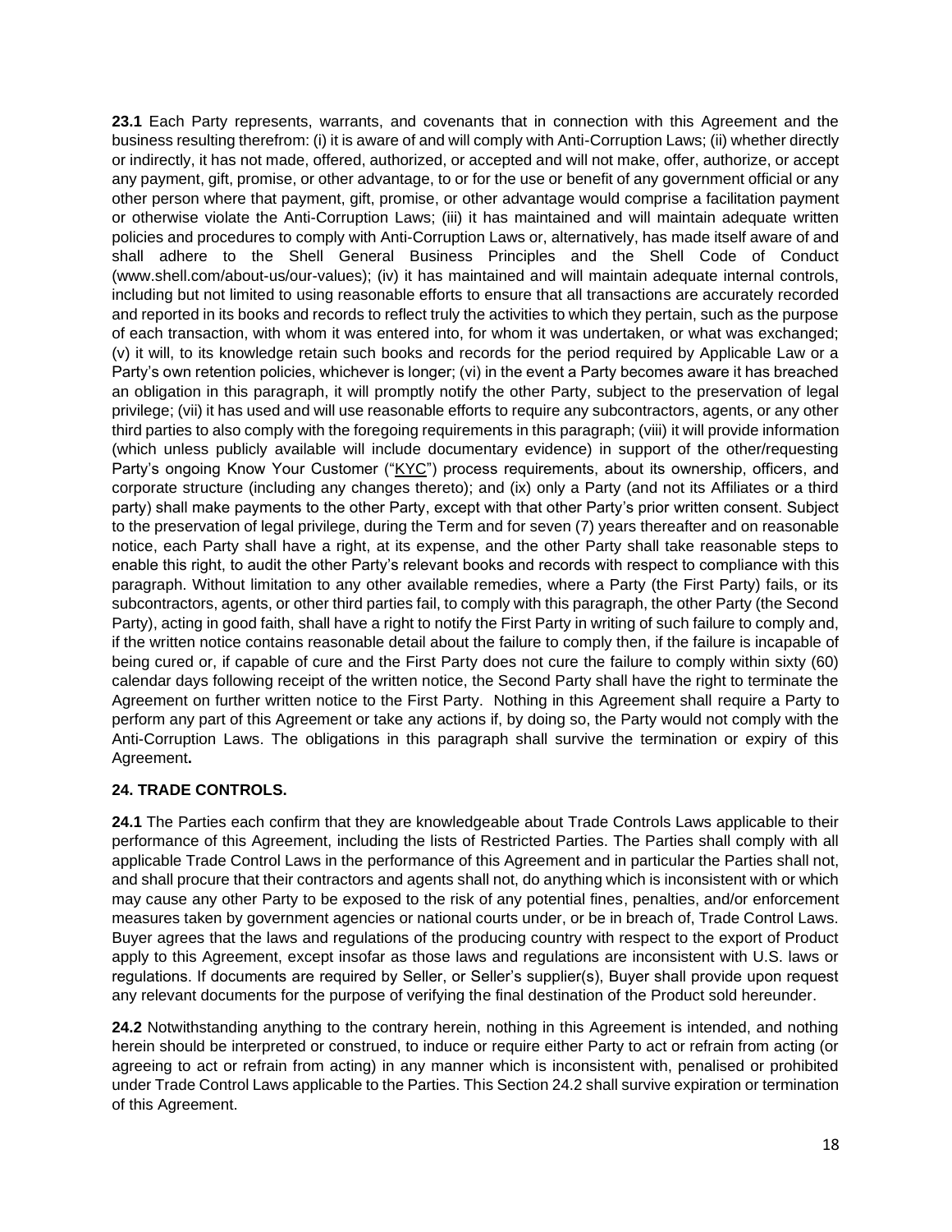**23.1** Each Party represents, warrants, and covenants that in connection with this Agreement and the business resulting therefrom: (i) it is aware of and will comply with Anti-Corruption Laws; (ii) whether directly or indirectly, it has not made, offered, authorized, or accepted and will not make, offer, authorize, or accept any payment, gift, promise, or other advantage, to or for the use or benefit of any government official or any other person where that payment, gift, promise, or other advantage would comprise a facilitation payment or otherwise violate the Anti-Corruption Laws; (iii) it has maintained and will maintain adequate written policies and procedures to comply with Anti-Corruption Laws or, alternatively, has made itself aware of and shall adhere to the Shell General Business Principles and the Shell Code of Conduct (www.shell.com/about-us/our-values); (iv) it has maintained and will maintain adequate internal controls, including but not limited to using reasonable efforts to ensure that all transactions are accurately recorded and reported in its books and records to reflect truly the activities to which they pertain, such as the purpose of each transaction, with whom it was entered into, for whom it was undertaken, or what was exchanged; (v) it will, to its knowledge retain such books and records for the period required by Applicable Law or a Party's own retention policies, whichever is longer; (vi) in the event a Party becomes aware it has breached an obligation in this paragraph, it will promptly notify the other Party, subject to the preservation of legal privilege; (vii) it has used and will use reasonable efforts to require any subcontractors, agents, or any other third parties to also comply with the foregoing requirements in this paragraph; (viii) it will provide information (which unless publicly available will include documentary evidence) in support of the other/requesting Party's ongoing Know Your Customer ("KYC") process requirements, about its ownership, officers, and corporate structure (including any changes thereto); and (ix) only a Party (and not its Affiliates or a third party) shall make payments to the other Party, except with that other Party's prior written consent. Subject to the preservation of legal privilege, during the Term and for seven (7) years thereafter and on reasonable notice, each Party shall have a right, at its expense, and the other Party shall take reasonable steps to enable this right, to audit the other Party's relevant books and records with respect to compliance with this paragraph. Without limitation to any other available remedies, where a Party (the First Party) fails, or its subcontractors, agents, or other third parties fail, to comply with this paragraph, the other Party (the Second Party), acting in good faith, shall have a right to notify the First Party in writing of such failure to comply and, if the written notice contains reasonable detail about the failure to comply then, if the failure is incapable of being cured or, if capable of cure and the First Party does not cure the failure to comply within sixty (60) calendar days following receipt of the written notice, the Second Party shall have the right to terminate the Agreement on further written notice to the First Party. Nothing in this Agreement shall require a Party to perform any part of this Agreement or take any actions if, by doing so, the Party would not comply with the Anti-Corruption Laws. The obligations in this paragraph shall survive the termination or expiry of this Agreement**.**

## 24. TRADE CONTROLS.

**24.1** The Parties each confirm that they are knowledgeable about Trade Controls Laws applicable to their performance of this Agreement, including the lists of Restricted Parties. The Parties shall comply with all applicable Trade Control Laws in the performance of this Agreement and in particular the Parties shall not, and shall procure that their contractors and agents shall not, do anything which is inconsistent with or which may cause any other Party to be exposed to the risk of any potential fines, penalties, and/or enforcement measures taken by government agencies or national courts under, or be in breach of, Trade Control Laws. Buyer agrees that the laws and regulations of the producing country with respect to the export of Product apply to this Agreement, except insofar as those laws and regulations are inconsistent with U.S. laws or regulations. If documents are required by Seller, or Seller's supplier(s), Buyer shall provide upon request any relevant documents for the purpose of verifying the final destination of the Product sold hereunder.

**24.2** Notwithstanding anything to the contrary herein, nothing in this Agreement is intended, and nothing herein should be interpreted or construed, to induce or require either Party to act or refrain from acting (or agreeing to act or refrain from acting) in any manner which is inconsistent with, penalised or prohibited under Trade Control Laws applicable to the Parties. This Section 24.2 shall survive expiration or termination of this Agreement.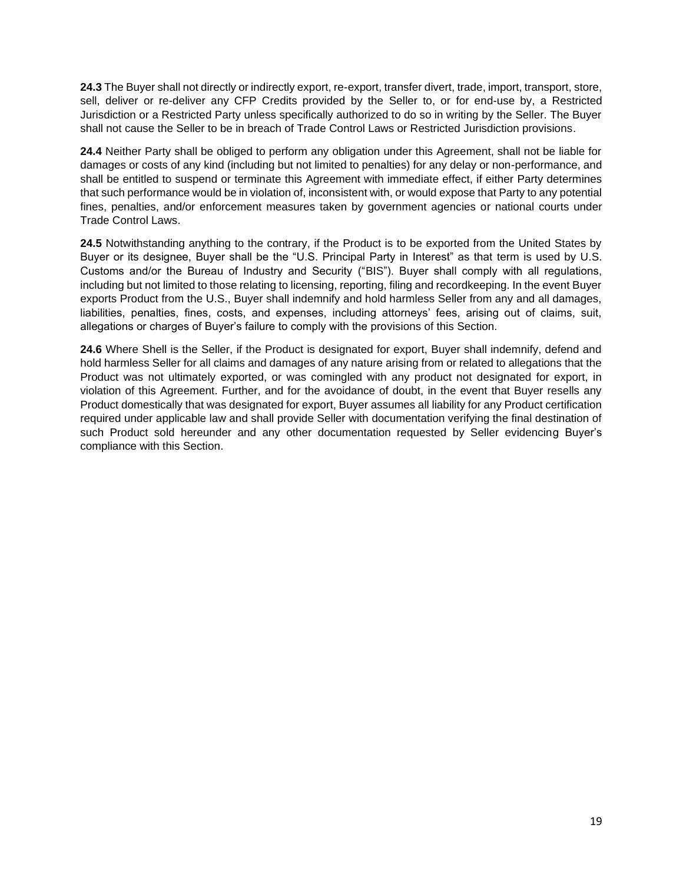**24.3** The Buyer shall not directly or indirectly export, re-export, transfer divert, trade, import, transport, store, sell, deliver or re-deliver any CFP Credits provided by the Seller to, or for end-use by, a Restricted Jurisdiction or a Restricted Party unless specifically authorized to do so in writing by the Seller. The Buyer shall not cause the Seller to be in breach of Trade Control Laws or Restricted Jurisdiction provisions.

**24.4** Neither Party shall be obliged to perform any obligation under this Agreement, shall not be liable for damages or costs of any kind (including but not limited to penalties) for any delay or non-performance, and shall be entitled to suspend or terminate this Agreement with immediate effect, if either Party determines that such performance would be in violation of, inconsistent with, or would expose that Party to any potential fines, penalties, and/or enforcement measures taken by government agencies or national courts under Trade Control Laws.

**24.5** Notwithstanding anything to the contrary, if the Product is to be exported from the United States by Buyer or its designee, Buyer shall be the "U.S. Principal Party in Interest" as that term is used by U.S. Customs and/or the Bureau of Industry and Security ("BIS"). Buyer shall comply with all regulations, including but not limited to those relating to licensing, reporting, filing and recordkeeping. In the event Buyer exports Product from the U.S., Buyer shall indemnify and hold harmless Seller from any and all damages, liabilities, penalties, fines, costs, and expenses, including attorneys' fees, arising out of claims, suit, allegations or charges of Buyer's failure to comply with the provisions of this Section.

**24.6** Where Shell is the Seller, if the Product is designated for export, Buyer shall indemnify, defend and hold harmless Seller for all claims and damages of any nature arising from or related to allegations that the Product was not ultimately exported, or was comingled with any product not designated for export, in violation of this Agreement. Further, and for the avoidance of doubt, in the event that Buyer resells any Product domestically that was designated for export, Buyer assumes all liability for any Product certification required under applicable law and shall provide Seller with documentation verifying the final destination of such Product sold hereunder and any other documentation requested by Seller evidencing Buyer's compliance with this Section.